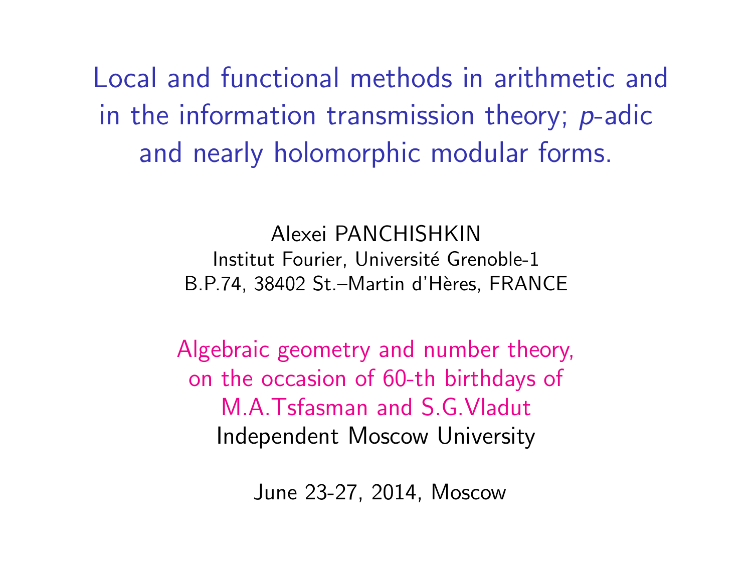# Local and functional methods in arithmetic and in the information transmission theory; $p$-adic and nearly holomorphic modular forms.

Alexei PANCHISHKIN
Institut Fourier, Université Grenoble-1
B.P.74, 38402 St.–Martin d'Hères, FRANCE

Algebraic geometry and number theory, on the occasion of 60-th birthdays of M.A.Tsfasman and S.G.Vladut
Independent Moscow University

June 23-27, 2014, Moscow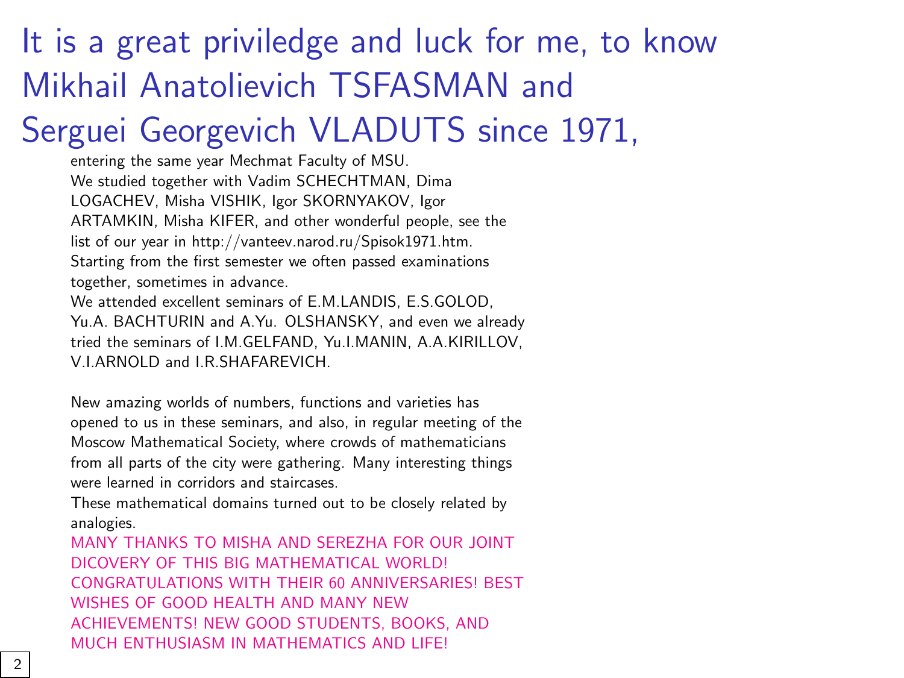# It is a great priviledge and luck for me, to know Mikhail Anatolievich TSFASMAN and Serguei Georgevich VLADUTS since 1971,

entering the same year Mechmat Faculty of MSU.
We studied together with Vadim SCHECHTMAN, Dima LOGACHEV, Misha VISHIK, Igor SKORNYAKOV, Igor ARTAMKIN, Misha KIFER, and other wonderful people, see the list of our year in http://vanteev.narod.ru/Spisok1971.htm.
Starting from the first semester we often passed examinations together, sometimes in advance.
We attended excellent seminars of E.M.LANDIS, E.S.GOLOD, Yu.A. BACHTURIN and A.Yu. OLSHANSKY, and even we already tried the seminars of I.M.GELFAND, Yu.I.MANIN, A.A.KIRILLOV, V.I.ARNOLD and I.R.SHAFAREVICH.

New amazing worlds of numbers, functions and varieties has opened to us in these seminars, and also, in regular meeting of the Moscow Mathematical Society, where crowds of mathematicians from all parts of the city were gathering. Many interesting things were learned in corridors and staircases.
These mathematical domains turned out to be closely related by analogies.
MANY THANKS TO MISHA AND SEREZHA FOR OUR JOINT DICOVERY OF THIS BIG MATHEMATICAL WORLD! CONGRATULATIONS WITH THEIR 60 ANNIVERSARIES! BEST WISHES OF GOOD HEALTH AND MANY NEW ACHIEVEMENTS! NEW GOOD STUDENTS, BOOKS, AND MUCH ENTHUSIASM IN MATHEMATICS AND LIFE!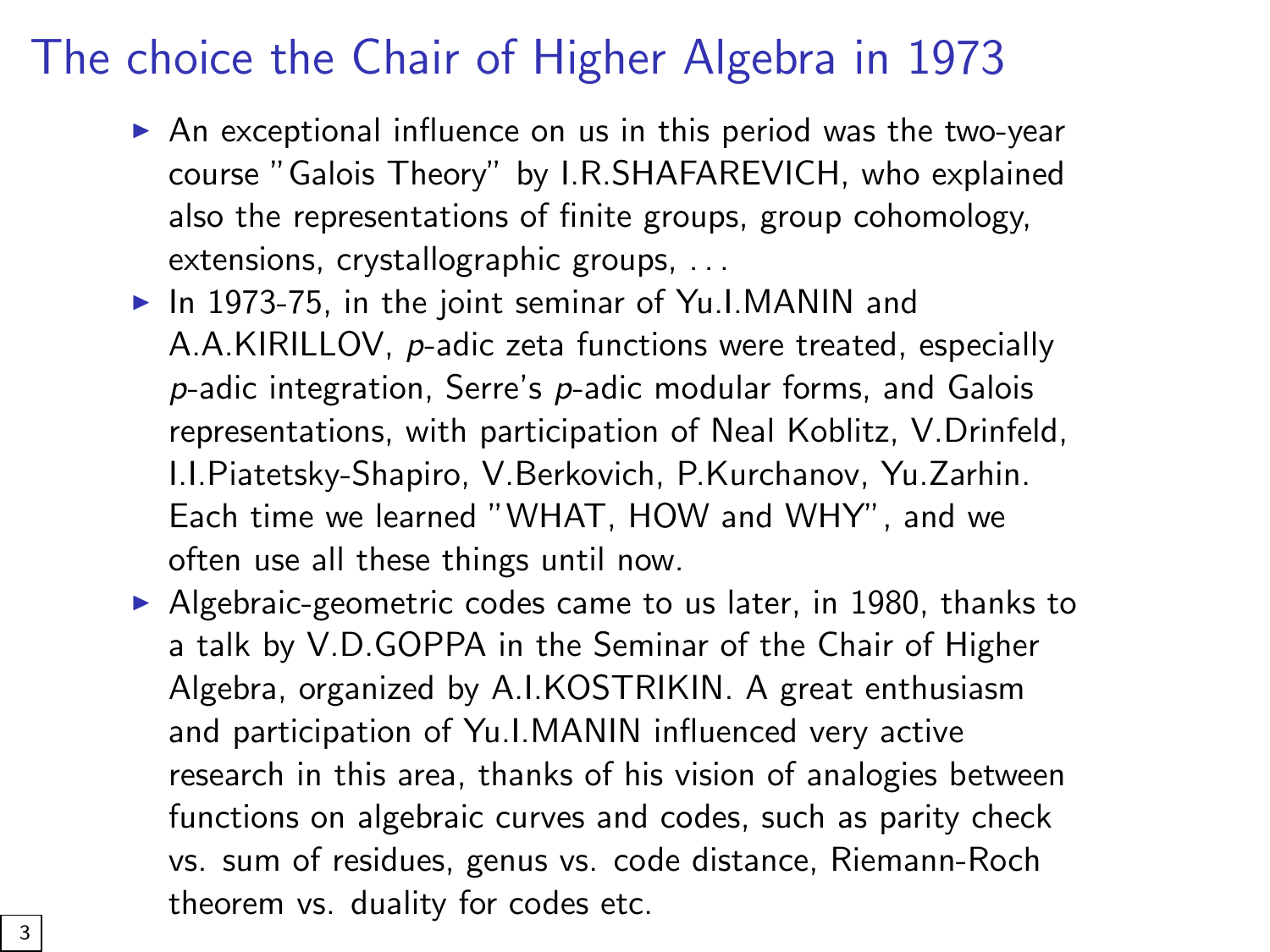# The choice the Chair of Higher Algebra in 1973

- An exceptional influence on us in this period was the two-year course "Galois Theory" by I.R.SHAFAREVICH, who explained also the representations of finite groups, group cohomology, extensions, crystallographic groups, . . .
- In 1973-75, in the joint seminar of Yu.I.MANIN and A.A.KIRILLOV, $p$-adic zeta functions were treated, especially $p$-adic integration, Serre's $p$-adic modular forms, and Galois representations, with participation of Neal Koblitz, V.Drinfeld, I.I.Piatetsky-Shapiro, V.Berkovich, P.Kurchanov, Yu.Zarhin. Each time we learned "WHAT, HOW and WHY", and we often use all these things until now.
- Algebraic-geometric codes came to us later, in 1980, thanks to a talk by V.D.GOPPA in the Seminar of the Chair of Higher Algebra, organized by A.I.KOSTRIKIN. A great enthusiasm and participation of Yu.I.MANIN influenced very active research in this area, thanks of his vision of analogies between functions on algebraic curves and codes, such as parity check vs. sum of residues, genus vs. code distance, Riemann-Roch theorem vs. duality for codes etc.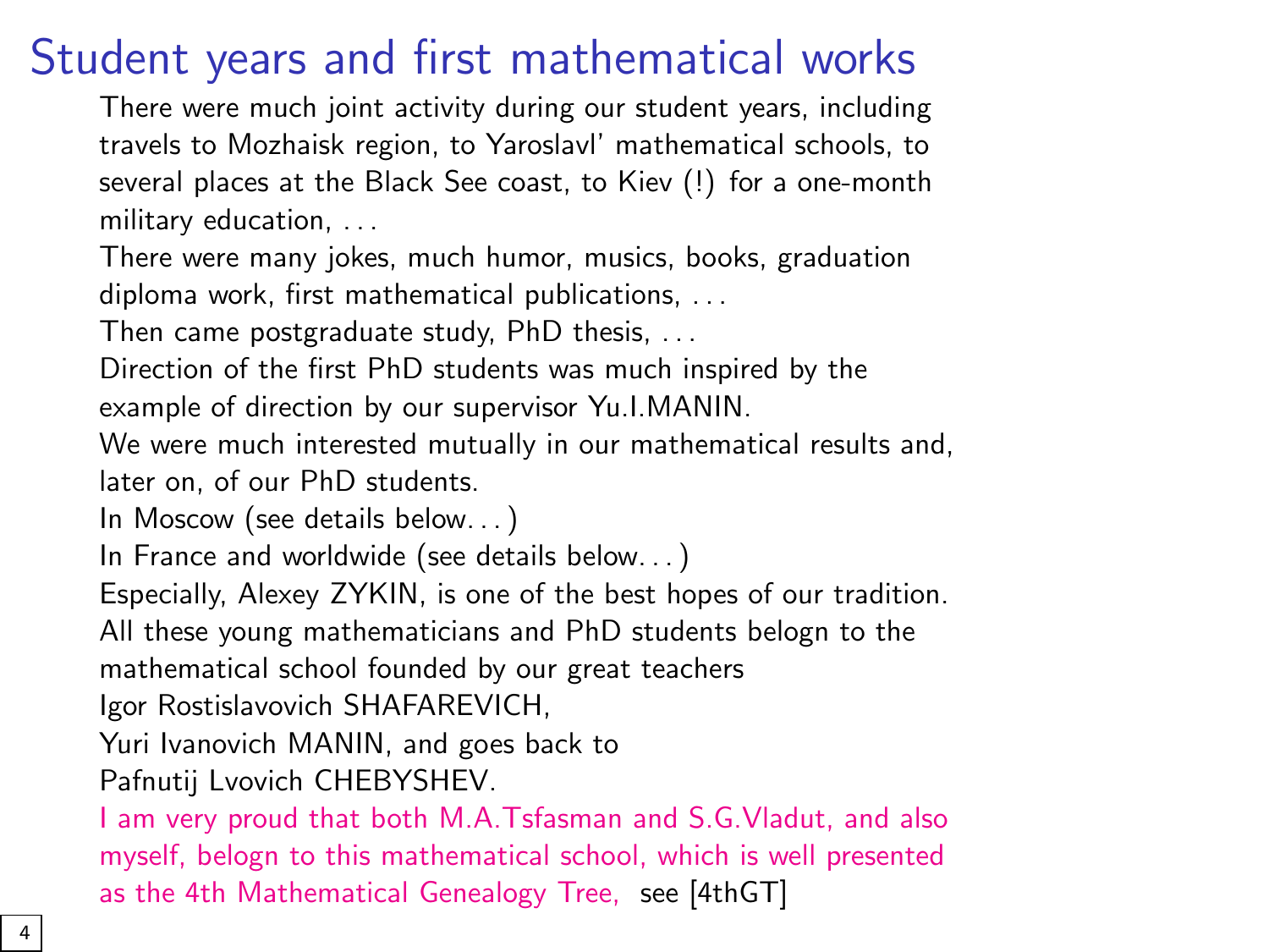# Student years and first mathematical works

There were much joint activity during our student years, including travels to Mozhaisk region, to Yaroslavl' mathematical schools, to several places at the Black See coast, to Kiev (!) for a one-month military education, ...

There were many jokes, much humor, musics, books, graduation diploma work, first mathematical publications, ...

Then came postgraduate study, PhD thesis, ...

Direction of the first PhD students was much inspired by the example of direction by our supervisor Yu.I.MANIN.

We were much interested mutually in our mathematical results and, later on, of our PhD students.

In Moscow (see details below...)

In France and worldwide (see details below...)

Especially, Alexey ZYKIN, is one of the best hopes of our tradition.

All these young mathematicians and PhD students belogn to the mathematical school founded by our great teachers

Igor Rostislavovich SHAFAREVICH,

Yuri Ivanovich MANIN, and goes back to

Pafnutij Lvovich CHEBYSHEV.

I am very proud that both M.A.Tsfasman and S.G.Vladut, and also myself, belogn to this mathematical school, which is well presented as the 4th Mathematical Genealogy Tree, see [4thGT]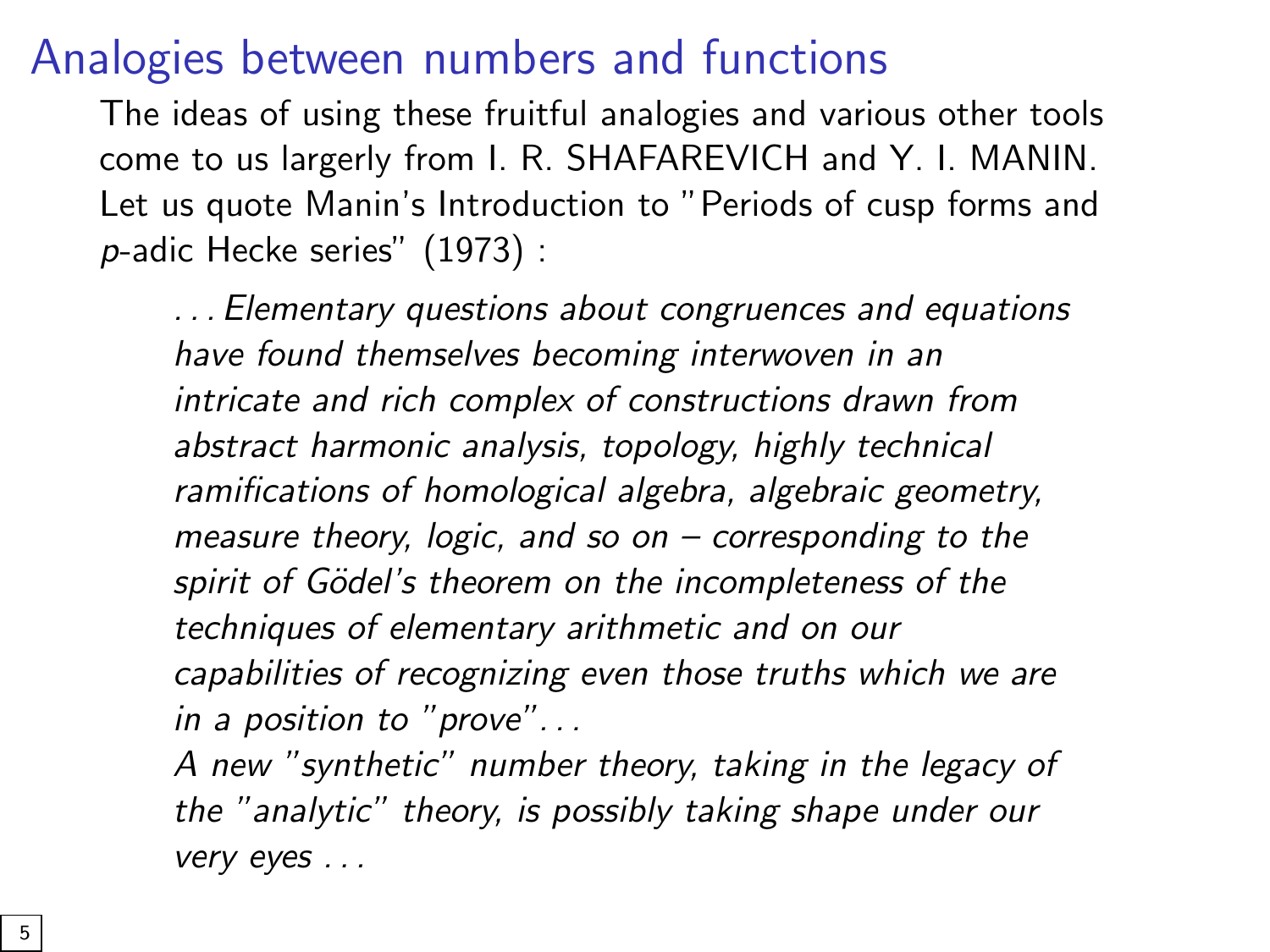# Analogies between numbers and functions

The ideas of using these fruitful analogies and various other tools come to us largerly from I. R. SHAFAREVICH and Y. I. MANIN. Let us quote Manin's Introduction to "Periods of cusp forms and $p$-adic Hecke series" (1973) :

> *... Elementary questions about congruences and equations have found themselves becoming interwoven in an intricate and rich complex of constructions drawn from abstract harmonic analysis, topology, highly technical ramifications of homological algebra, algebraic geometry, measure theory, logic, and so on – corresponding to the spirit of Gödel's theorem on the incompleteness of the techniques of elementary arithmetic and on our capabilities of recognizing even those truths which we are in a position to "prove"...*
>
> *A new "synthetic" number theory, taking in the legacy of the "analytic" theory, is possibly taking shape under our very eyes ...*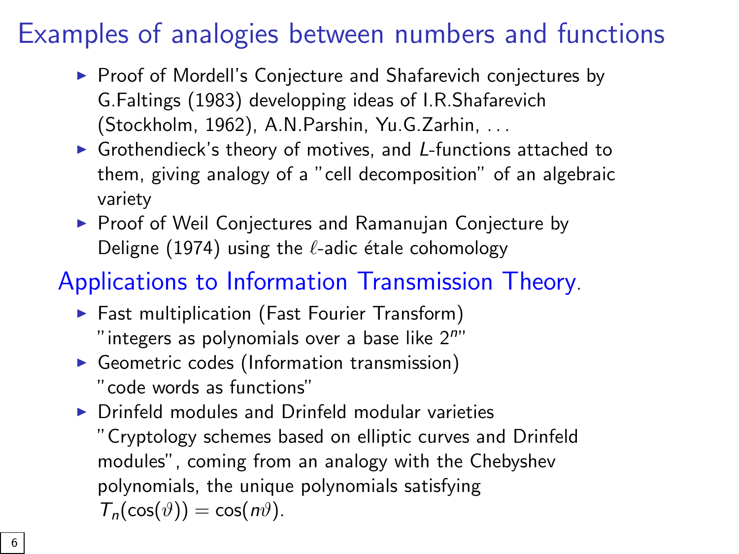# Examples of analogies between numbers and functions

- Proof of Mordell's Conjecture and Shafarevich conjectures by G.Faltings (1983) developping ideas of I.R.Shafarevich (Stockholm, 1962), A.N.Parshin, Yu.G.Zarhin, ...
- Grothendieck's theory of motives, and $L$-functions attached to them, giving analogy of a "cell decomposition" of an algebraic variety
- Proof of Weil Conjectures and Ramanujan Conjecture by Deligne (1974) using the $\ell$-adic étale cohomology

## Applications to Information Transmission Theory.

- Fast multiplication (Fast Fourier Transform)
  "integers as polynomials over a base like $2^n$"
- Geometric codes (Information transmission)
  "code words as functions"
- Drinfeld modules and Drinfeld modular varieties
  "Cryptology schemes based on elliptic curves and Drinfeld modules", coming from an analogy with the Chebyshev polynomials, the unique polynomials satisfying $T_n(\cos(\vartheta)) = \cos(n\vartheta)$.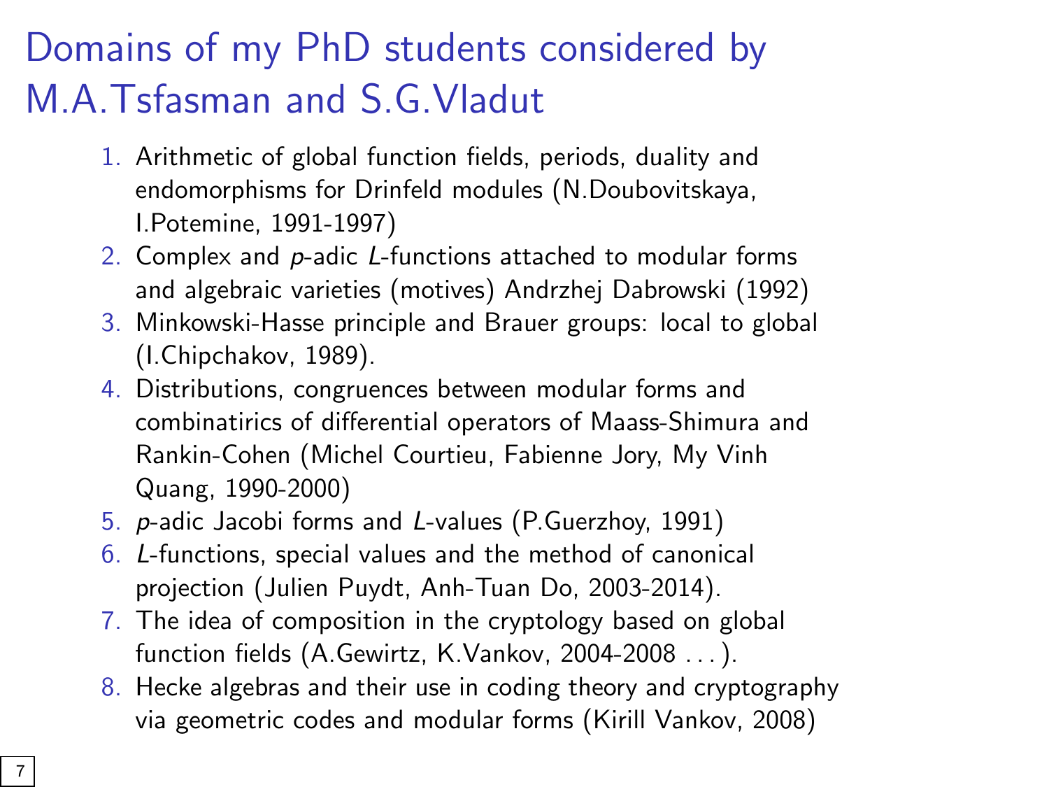# Domains of my PhD students considered by M.A.Tsfasman and S.G.Vladut

1. Arithmetic of global function fields, periods, duality and endomorphisms for Drinfeld modules (N.Doubovitskaya, I.Potemine, 1991-1997)
2. Complex and $p$-adic $L$-functions attached to modular forms and algebraic varieties (motives) Andrzhej Dabrowski (1992)
3. Minkowski-Hasse principle and Brauer groups: local to global (I.Chipchakov, 1989).
4. Distributions, congruences between modular forms and combinatirics of differential operators of Maass-Shimura and Rankin-Cohen (Michel Courtieu, Fabienne Jory, My Vinh Quang, 1990-2000)
5. $p$-adic Jacobi forms and $L$-values (P.Guerzhoy, 1991)
6. $L$-functions, special values and the method of canonical projection (Julien Puydt, Anh-Tuan Do, 2003-2014).
7. The idea of composition in the cryptology based on global function fields (A.Gewirtz, K.Vankov, 2004-2008 . . . ).
8. Hecke algebras and their use in coding theory and cryptography via geometric codes and modular forms (Kirill Vankov, 2008)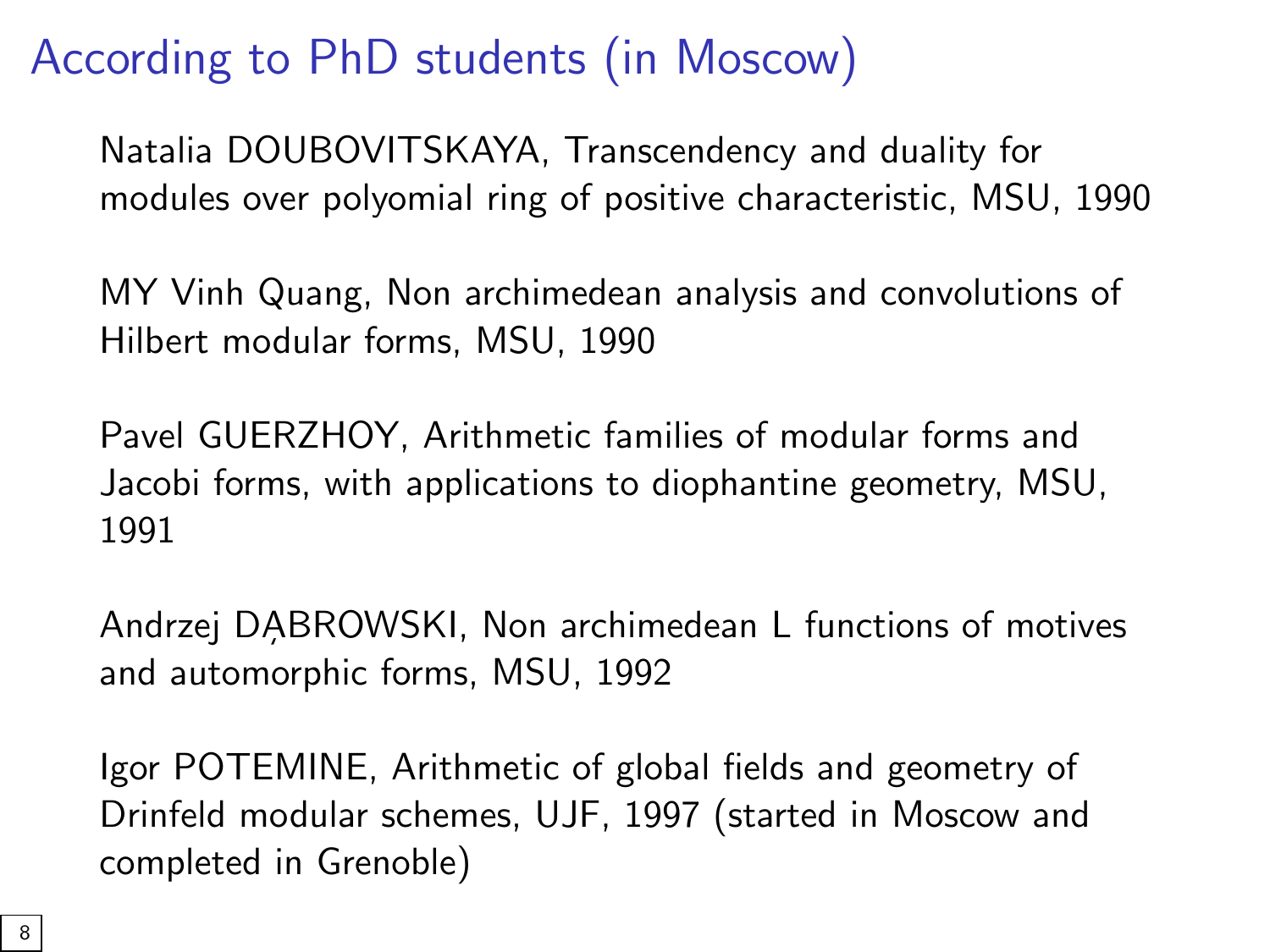# According to PhD students (in Moscow)

Natalia DOUBOVITSKAYA, Transcendency and duality for modules over polyomial ring of positive characteristic, MSU, 1990

MY Vinh Quang, Non archimedean analysis and convolutions of Hilbert modular forms, MSU, 1990

Pavel GUERZHOY, Arithmetic families of modular forms and Jacobi forms, with applications to diophantine geometry, MSU, 1991

Andrzej DĄBROWSKI, Non archimedean L functions of motives and automorphic forms, MSU, 1992

Igor POTEMINE, Arithmetic of global fields and geometry of Drinfeld modular schemes, UJF, 1997 (started in Moscow and completed in Grenoble)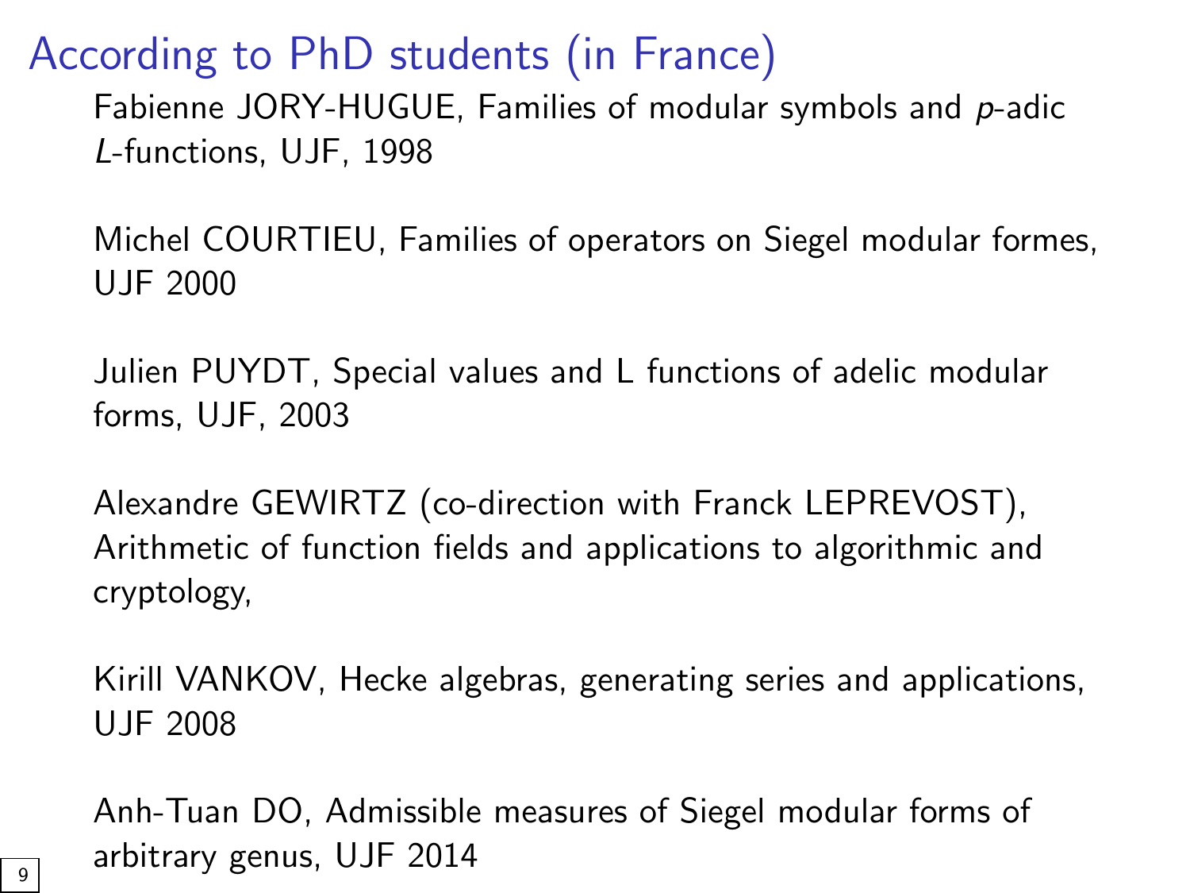# According to PhD students (in France)

Fabienne JORY-HUGUE, Families of modular symbols and $p$-adic $L$-functions, UJF, 1998

Michel COURTIEU, Families of operators on Siegel modular formes, UJF 2000

Julien PUYDT, Special values and L functions of adelic modular forms, UJF, 2003

Alexandre GEWIRTZ (co-direction with Franck LEPREVOST), Arithmetic of function fields and applications to algorithmic and cryptology,

Kirill VANKOV, Hecke algebras, generating series and applications, UJF 2008

Anh-Tuan DO, Admissible measures of Siegel modular forms of arbitrary genus, UJF 2014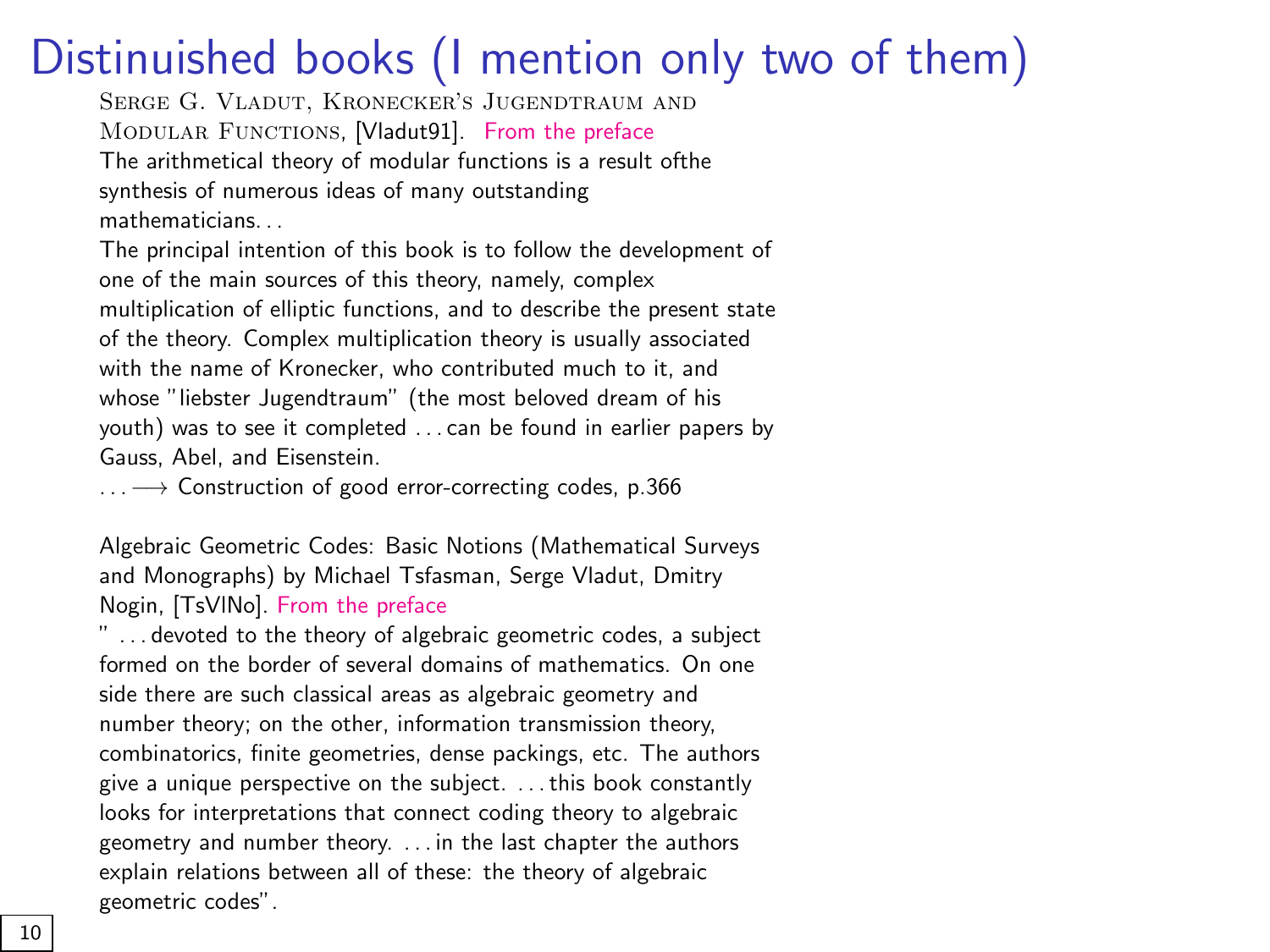# Distinuished books (I mention only two of them)

SERGE G. VLADUT, KRONECKER'S JUGENDTRAUM AND MODULAR FUNCTIONS, [Vladut91]. From the preface

The arithmetical theory of modular functions is a result ofthe synthesis of numerous ideas of many outstanding mathematicians. . .

The principal intention of this book is to follow the development of one of the main sources of this theory, namely, complex multiplication of elliptic functions, and to describe the present state of the theory. Complex multiplication theory is usually associated with the name of Kronecker, who contributed much to it, and whose "liebster Jugendtraum" (the most beloved dream of his youth) was to see it completed . . . can be found in earlier papers by Gauss, Abel, and Eisenstein.

. . . $\longrightarrow$ Construction of good error-correcting codes, p.366

Algebraic Geometric Codes: Basic Notions (Mathematical Surveys and Monographs) by Michael Tsfasman, Serge Vladut, Dmitry Nogin, [TsVlNo]. From the preface

" . . . devoted to the theory of algebraic geometric codes, a subject formed on the border of several domains of mathematics. On one side there are such classical areas as algebraic geometry and number theory; on the other, information transmission theory, combinatorics, finite geometries, dense packings, etc. The authors give a unique perspective on the subject. . . . this book constantly looks for interpretations that connect coding theory to algebraic geometry and number theory. . . . in the last chapter the authors explain relations between all of these: the theory of algebraic geometric codes".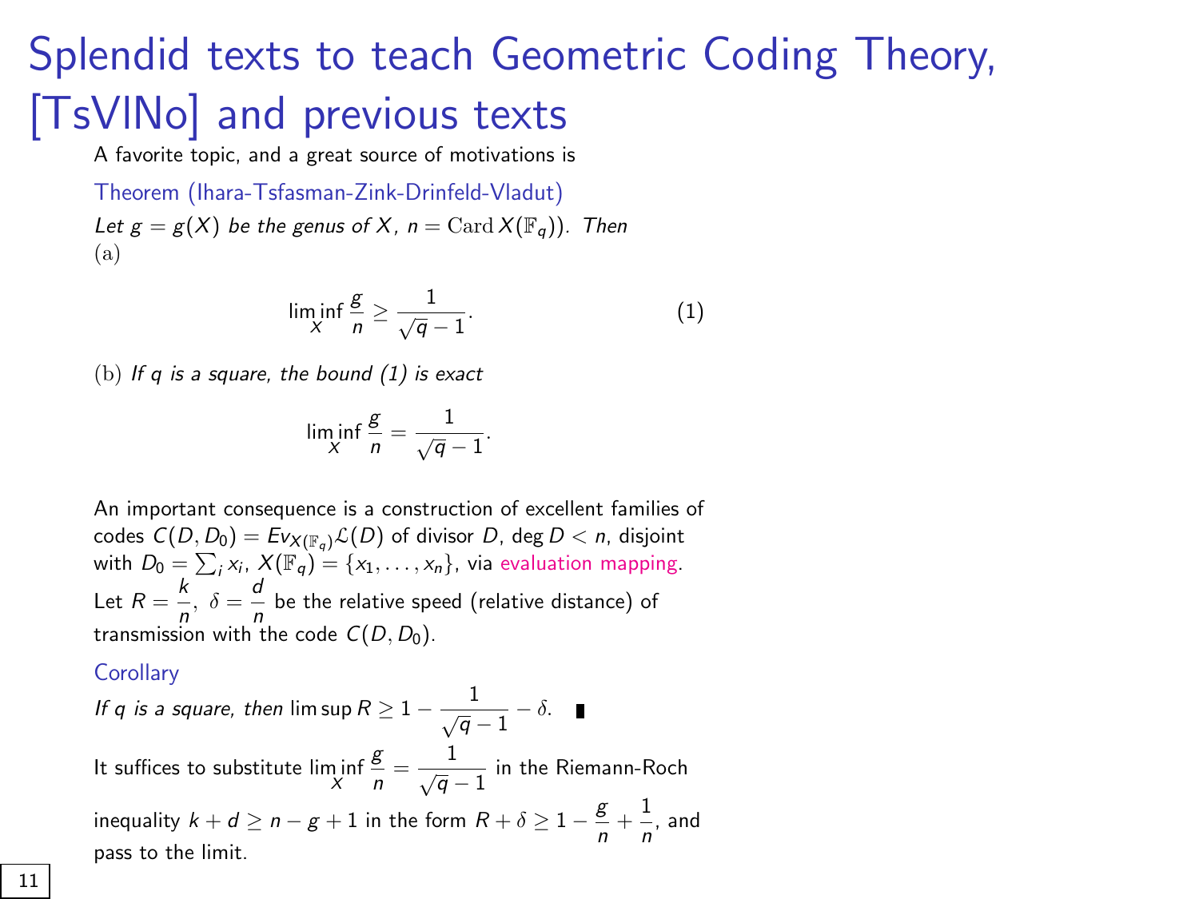# Splendid texts to teach Geometric Coding Theory, [TsVlNo] and previous texts

A favorite topic, and a great source of motivations is

**Theorem (Ihara-Tsfasman-Zink-Drinfeld-Vladut)**

*Let $g = g(X)$ be the genus of $X$, $n = \mathrm{Card}\, X(\mathbb{F}_q))$. Then*
(a)

$$\liminf_X \frac{g}{n} \geq \frac{1}{\sqrt{q}-1}. \qquad (1)$$

(b) *If $q$ is a square, the bound (1) is exact*

$$\liminf_X \frac{g}{n} = \frac{1}{\sqrt{q}-1}.$$

An important consequence is a construction of excellent families of codes $C(D, D_0) = Ev_{X(\mathbb{F}_q)}\mathcal{L}(D)$ of divisor $D$, $\deg D < n$, disjoint with $D_0 = \sum_i x_i$, $X(\mathbb{F}_q) = \{x_1, \dots, x_n\}$, via evaluation mapping.
Let $R = \dfrac{k}{n}$, $\delta = \dfrac{d}{n}$ be the relative speed (relative distance) of transmission with the code $C(D, D_0)$.

**Corollary**

*If $q$ is a square, then* $\limsup R \geq 1 - \dfrac{1}{\sqrt{q}-1} - \delta$. ∎

It suffices to substitute $\liminf_X \dfrac{g}{n} = \dfrac{1}{\sqrt{q}-1}$ in the Riemann-Roch inequality $k + d \geq n - g + 1$ in the form $R + \delta \geq 1 - \dfrac{g}{n} + \dfrac{1}{n}$, and pass to the limit.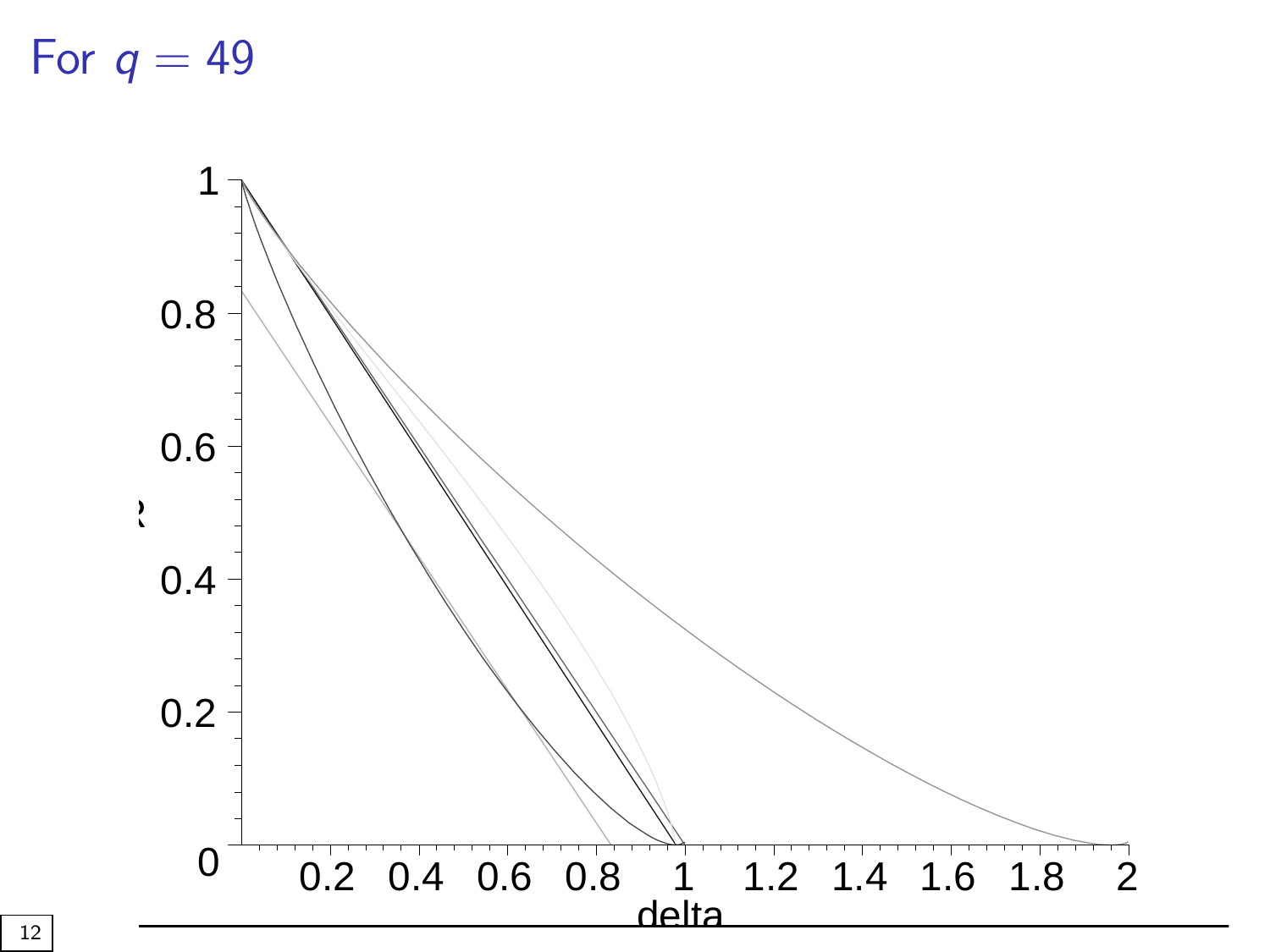# For $q = 49$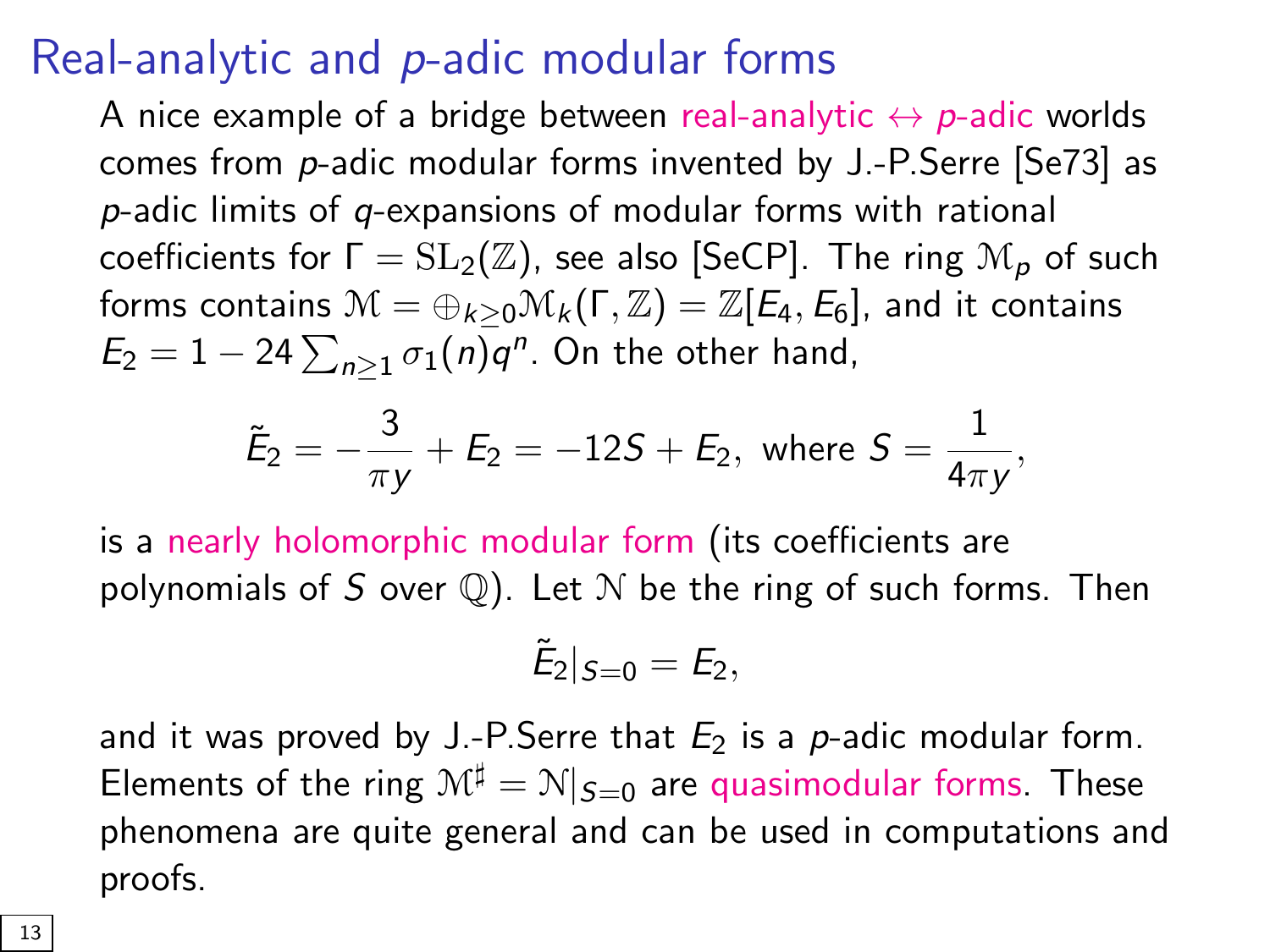# Real-analytic and $p$-adic modular forms

A nice example of a bridge between real-analytic $\leftrightarrow$ $p$-adic worlds comes from $p$-adic modular forms invented by J.-P.Serre [Se73] as $p$-adic limits of $q$-expansions of modular forms with rational coefficients for $\Gamma = \mathrm{SL}_2(\mathbb{Z})$, see also [SeCP]. The ring $\mathcal{M}_p$ of such forms contains $\mathcal{M} = \oplus_{k \geq 0} \mathcal{M}_k(\Gamma, \mathbb{Z}) = \mathbb{Z}[E_4, E_6]$, and it contains $E_2 = 1 - 24 \sum_{n \geq 1} \sigma_1(n) q^n$. On the other hand,

$$\tilde{E}_2 = -\frac{3}{\pi y} + E_2 = -12S + E_2, \text{ where } S = \frac{1}{4\pi y},$$

is a nearly holomorphic modular form (its coefficients are polynomials of $S$ over $\mathbb{Q}$). Let $\mathcal{N}$ be the ring of such forms. Then

$$\tilde{E}_2|_{S=0} = E_2,$$

and it was proved by J.-P.Serre that $E_2$ is a $p$-adic modular form. Elements of the ring $\mathcal{M}^\sharp = \mathcal{N}|_{S=0}$ are quasimodular forms. These phenomena are quite general and can be used in computations and proofs.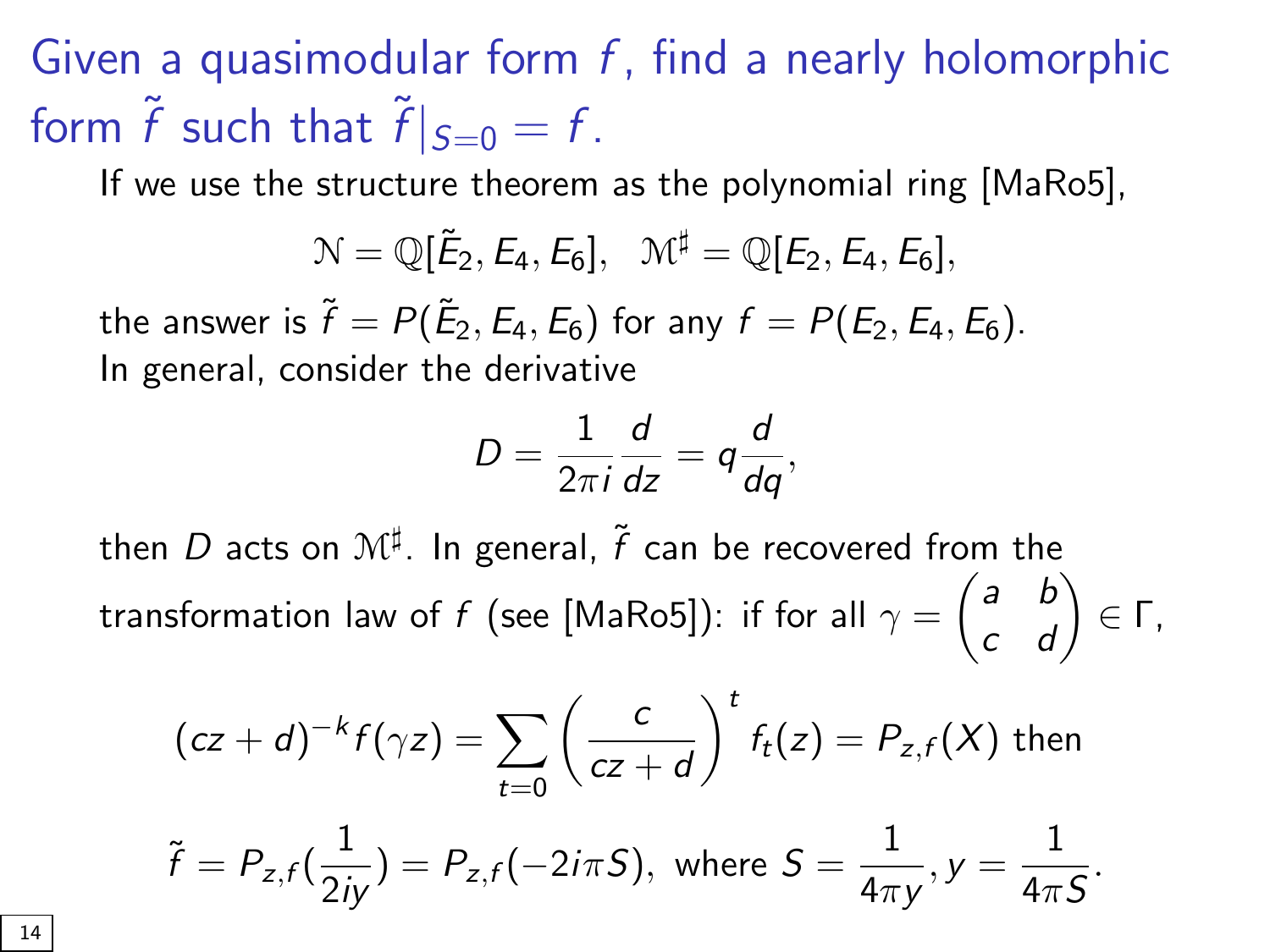## Given a quasimodular form $f$, find a nearly holomorphic form $\tilde{f}$ such that $\tilde{f}|_{S=0} = f$.

If we use the structure theorem as the polynomial ring [MaRo5],

$$\mathcal{N} = \mathbb{Q}[\tilde{E}_2, E_4, E_6], \quad \mathcal{M}^\sharp = \mathbb{Q}[E_2, E_4, E_6],$$

the answer is $\tilde{f} = P(\tilde{E}_2, E_4, E_6)$ for any $f = P(E_2, E_4, E_6)$.
In general, consider the derivative

$$D = \frac{1}{2\pi i}\frac{d}{dz} = q\frac{d}{dq},$$

then $D$ acts on $\mathcal{M}^\sharp$. In general, $\tilde{f}$ can be recovered from the transformation law of $f$ (see [MaRo5]): if for all $\gamma = \begin{pmatrix} a & b \\ c & d \end{pmatrix} \in \Gamma$,

$$(cz+d)^{-k} f(\gamma z) = \sum_{t=0} \left(\frac{c}{cz+d}\right)^t f_t(z) = P_{z,f}(X) \text{ then}$$

$$\tilde{f} = P_{z,f}\left(\frac{1}{2iy}\right) = P_{z,f}(-2i\pi S), \text{ where } S = \frac{1}{4\pi y}, y = \frac{1}{4\pi S}.$$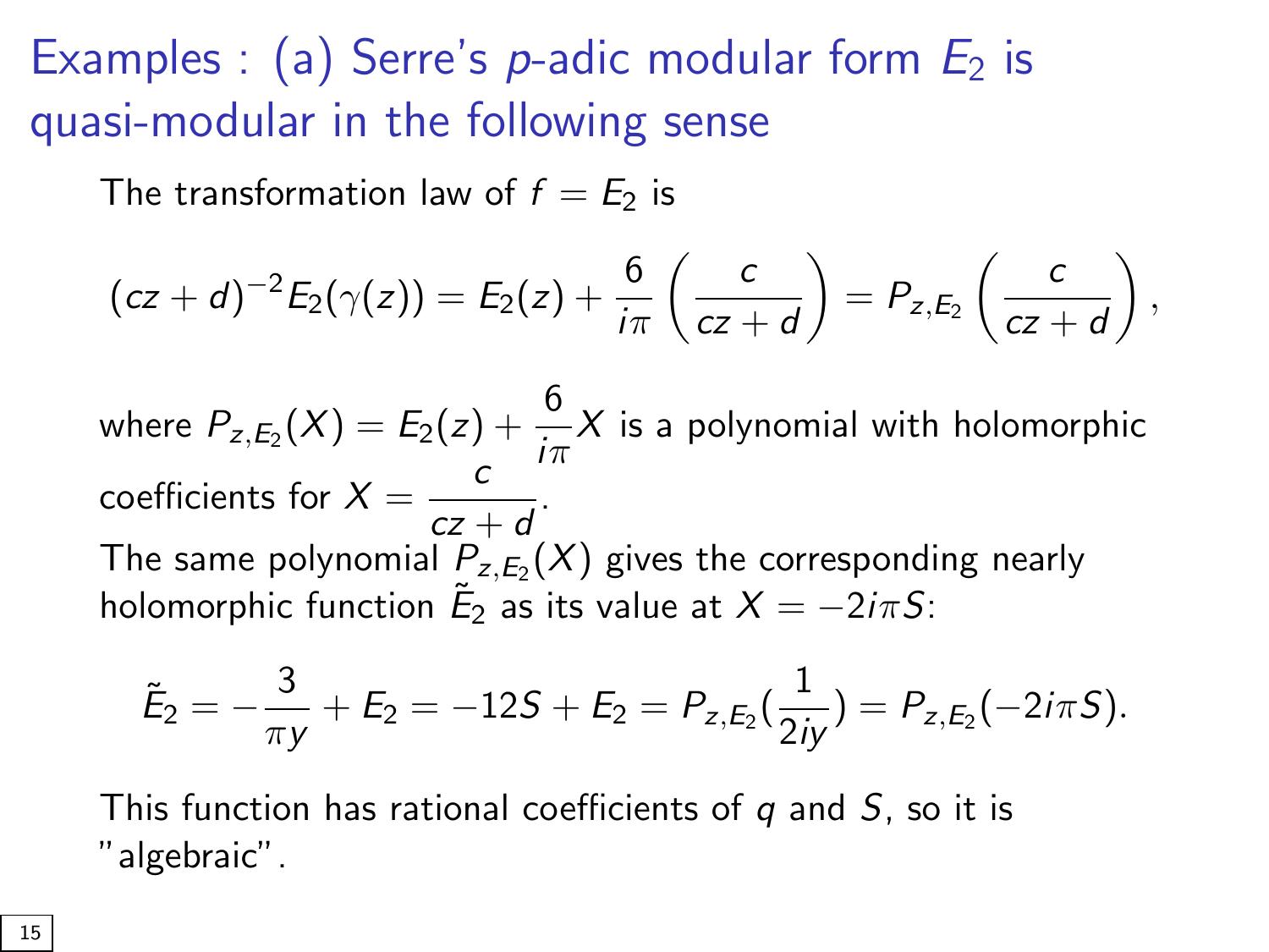## Examples : (a) Serre's $p$-adic modular form $E_2$ is quasi-modular in the following sense

The transformation law of $f = E_2$ is

$$(cz+d)^{-2}E_2(\gamma(z)) = E_2(z) + \frac{6}{i\pi}\left(\frac{c}{cz+d}\right) = P_{z,E_2}\left(\frac{c}{cz+d}\right),$$

where $P_{z,E_2}(X) = E_2(z) + \dfrac{6}{i\pi}X$ is a polynomial with holomorphic coefficients for $X = \dfrac{c}{cz+d}$.

The same polynomial $P_{z,E_2}(X)$ gives the corresponding nearly holomorphic function $\tilde{E}_2$ as its value at $X = -2i\pi S$:

$$\tilde{E}_2 = -\frac{3}{\pi y} + E_2 = -12S + E_2 = P_{z,E_2}(\frac{1}{2iy}) = P_{z,E_2}(-2i\pi S).$$

This function has rational coefficients of $q$ and $S$, so it is "algebraic".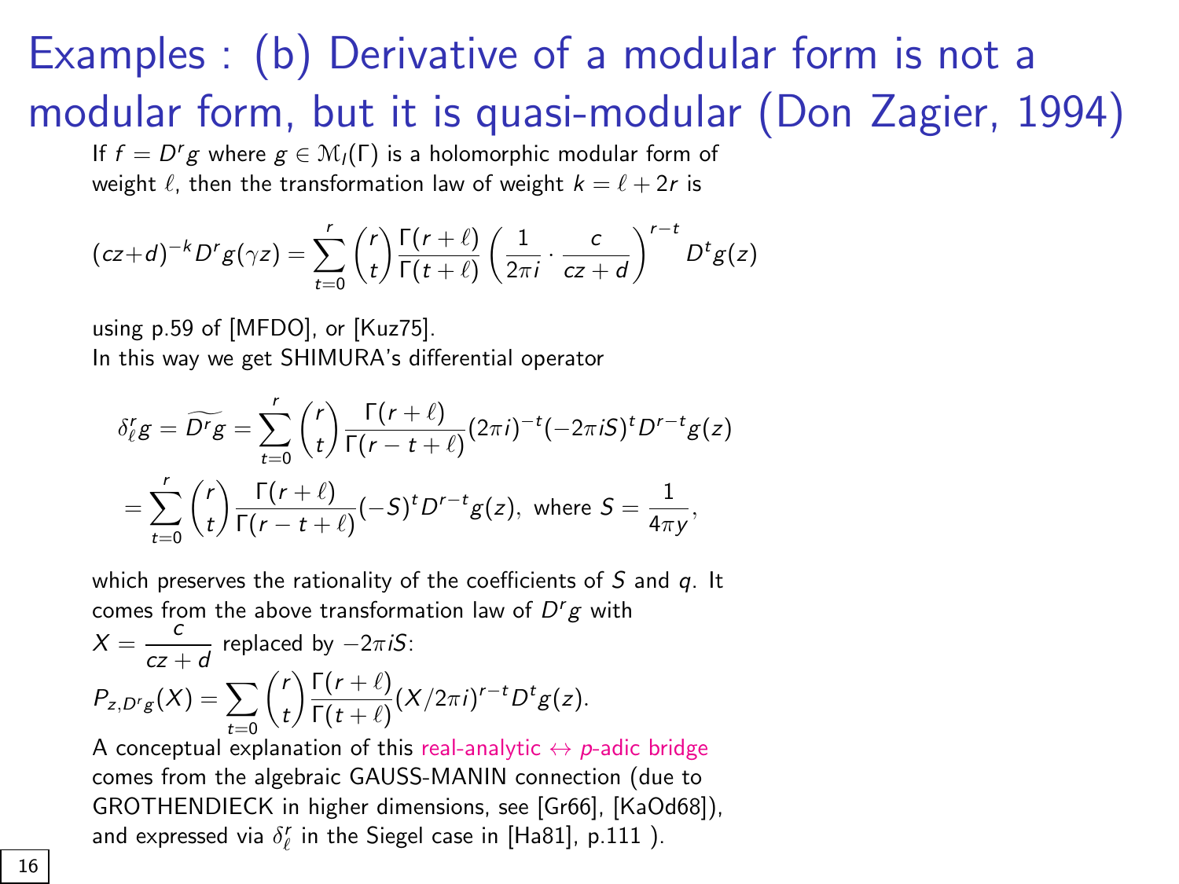# Examples : (b) Derivative of a modular form is not a modular form, but it is quasi-modular (Don Zagier, 1994)

If $f = D^r g$ where $g \in \mathcal{M}_l(\Gamma)$ is a holomorphic modular form of weight $\ell$, then the transformation law of weight $k = \ell + 2r$ is

$$(cz+d)^{-k} D^r g(\gamma z) = \sum_{t=0}^{r} \binom{r}{t} \frac{\Gamma(r+\ell)}{\Gamma(t+\ell)} \left( \frac{1}{2\pi i} \cdot \frac{c}{cz+d} \right)^{r-t} D^t g(z)$$

using p.59 of [MFDO], or [Kuz75].
In this way we get SHIMURA's differential operator

$$\delta_\ell^r g = \widetilde{D^r g} = \sum_{t=0}^{r} \binom{r}{t} \frac{\Gamma(r+\ell)}{\Gamma(r-t+\ell)} (2\pi i)^{-t} (-2\pi i S)^t D^{r-t} g(z)$$

$$= \sum_{t=0}^{r} \binom{r}{t} \frac{\Gamma(r+\ell)}{\Gamma(r-t+\ell)} (-S)^t D^{r-t} g(z), \text{ where } S = \frac{1}{4\pi y},$$

which preserves the rationality of the coefficients of $S$ and $q$. It comes from the above transformation law of $D^r g$ with $X = \dfrac{c}{cz+d}$ replaced by $-2\pi i S$:

$$P_{z,D^r g}(X) = \sum_{t=0} \binom{r}{t} \frac{\Gamma(r+\ell)}{\Gamma(t+\ell)} (X/2\pi i)^{r-t} D^t g(z).$$

A conceptual explanation of this real-analytic $\leftrightarrow$ $p$-adic bridge comes from the algebraic GAUSS-MANIN connection (due to GROTHENDIECK in higher dimensions, see [Gr66], [KaOd68]), and expressed via $\delta_\ell^r$ in the Siegel case in [Ha81], p.111 ).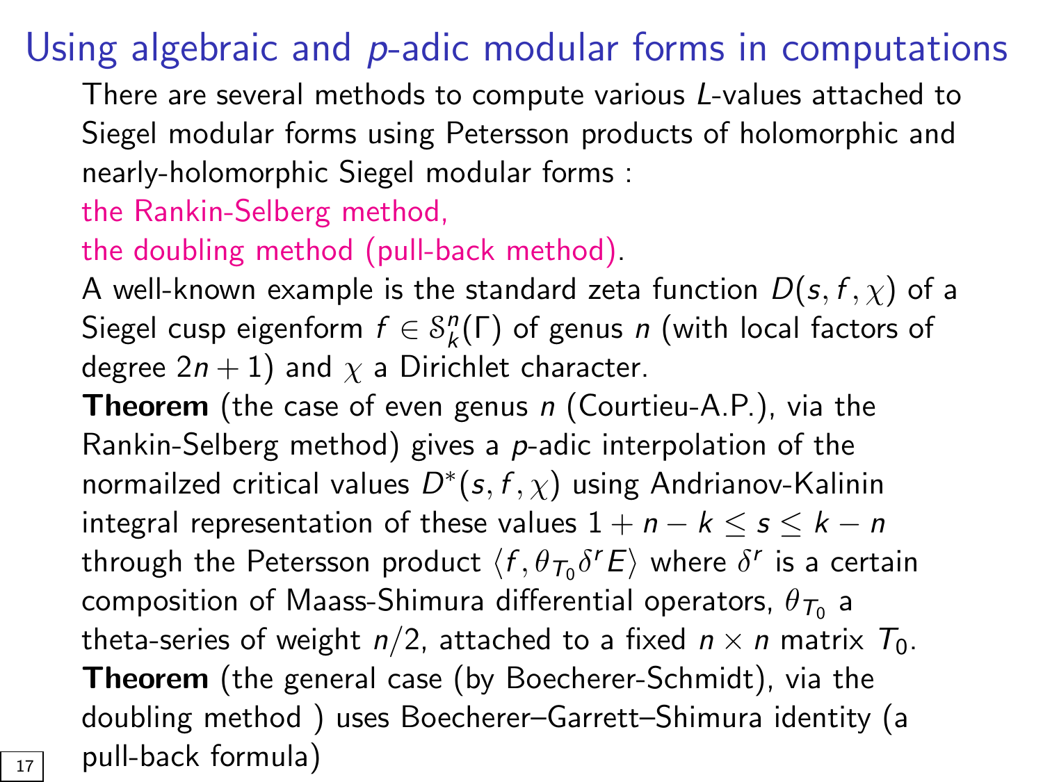# Using algebraic and $p$-adic modular forms in computations

There are several methods to compute various $L$-values attached to Siegel modular forms using Petersson products of holomorphic and nearly-holomorphic Siegel modular forms :

the Rankin-Selberg method,

the doubling method (pull-back method).

A well-known example is the standard zeta function $D(s, f, \chi)$ of a Siegel cusp eigenform $f \in \mathcal{S}_k^n(\Gamma)$ of genus $n$ (with local factors of degree $2n+1$) and $\chi$ a Dirichlet character.

**Theorem** (the case of even genus $n$ (Courtieu-A.P.), via the Rankin-Selberg method) gives a $p$-adic interpolation of the normailzed critical values $D^*(s, f, \chi)$ using Andrianov-Kalinin integral representation of these values $1 + n - k \le s \le k - n$ through the Petersson product $\langle f, \theta_{T_0} \delta^r E \rangle$ where $\delta^r$ is a certain composition of Maass-Shimura differential operators, $\theta_{T_0}$ a theta-series of weight $n/2$, attached to a fixed $n \times n$ matrix $T_0$.

**Theorem** (the general case (by Boecherer-Schmidt), via the doubling method ) uses Boecherer–Garrett–Shimura identity (a pull-back formula)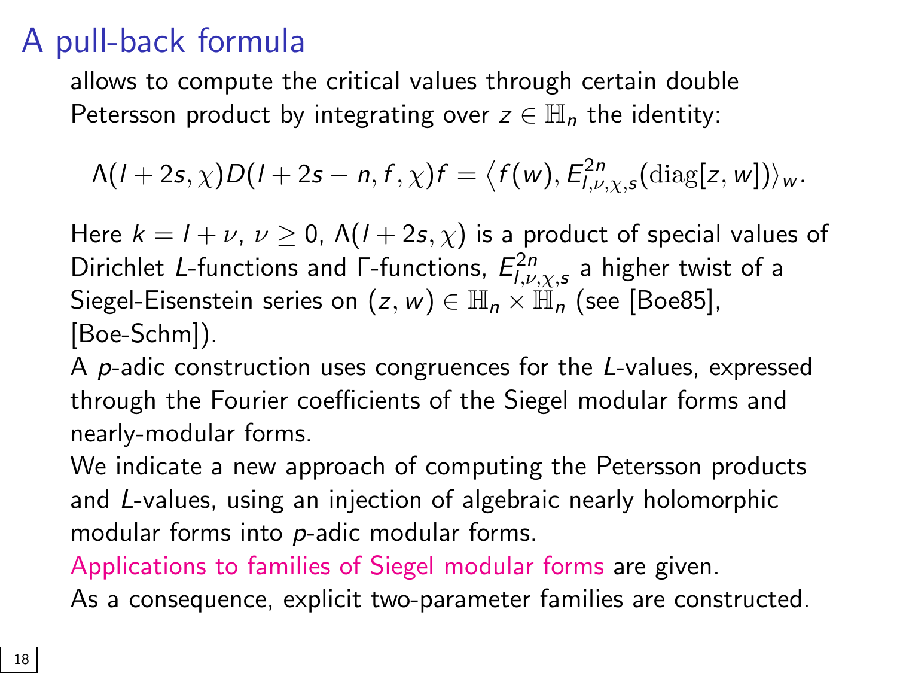# A pull-back formula

allows to compute the critical values through certain double Petersson product by integrating over $z \in \mathbb{H}_n$ the identity:

$$\Lambda(l+2s,\chi)D(l+2s-n,f,\chi)f = \left\langle f(w), E^{2n}_{l,\nu,\chi,s}(\mathrm{diag}[z,w])\right\rangle_w.$$

Here $k = l + \nu$, $\nu \geq 0$, $\Lambda(l+2s,\chi)$ is a product of special values of Dirichlet $L$-functions and $\Gamma$-functions, $E^{2n}_{l,\nu,\chi,s}$ a higher twist of a Siegel-Eisenstein series on $(z,w) \in \mathbb{H}_n \times \mathbb{H}_n$ (see [Boe85], [Boe-Schm]).

A $p$-adic construction uses congruences for the $L$-values, expressed through the Fourier coefficients of the Siegel modular forms and nearly-modular forms.

We indicate a new approach of computing the Petersson products and $L$-values, using an injection of algebraic nearly holomorphic modular forms into $p$-adic modular forms.

Applications to families of Siegel modular forms are given.

As a consequence, explicit two-parameter families are constructed.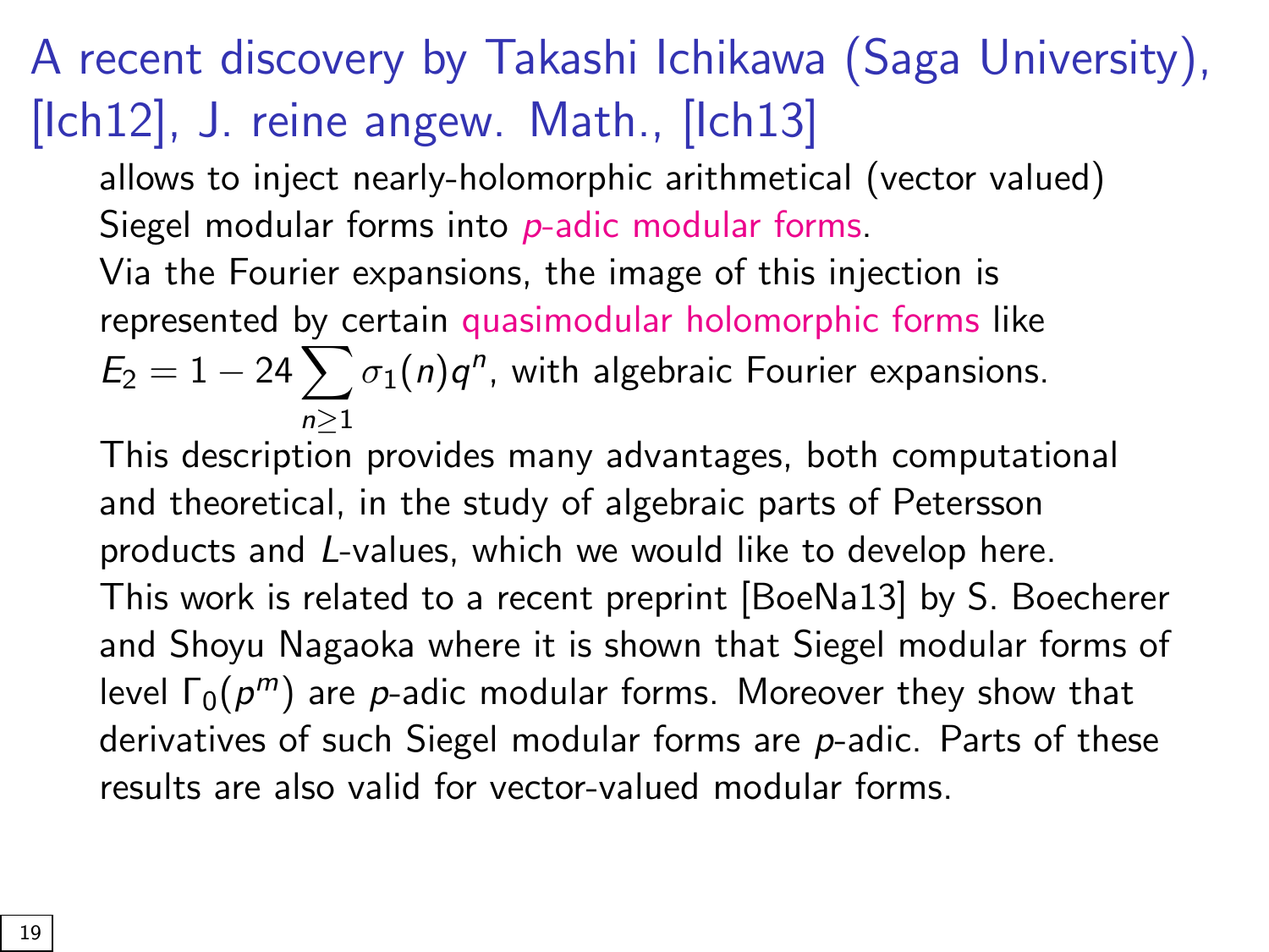## A recent discovery by Takashi Ichikawa (Saga University), [Ich12], J. reine angew. Math., [Ich13]

allows to inject nearly-holomorphic arithmetical (vector valued) Siegel modular forms into *p-adic modular forms*.

Via the Fourier expansions, the image of this injection is represented by certain quasimodular holomorphic forms like $E_2 = 1 - 24\sum_{n\geq 1}\sigma_1(n)q^n$, with algebraic Fourier expansions.

This description provides many advantages, both computational and theoretical, in the study of algebraic parts of Petersson products and $L$-values, which we would like to develop here.

This work is related to a recent preprint [BoeNa13] by S. Boecherer and Shoyu Nagaoka where it is shown that Siegel modular forms of level $\Gamma_0(p^m)$ are $p$-adic modular forms. Moreover they show that derivatives of such Siegel modular forms are $p$-adic. Parts of these results are also valid for vector-valued modular forms.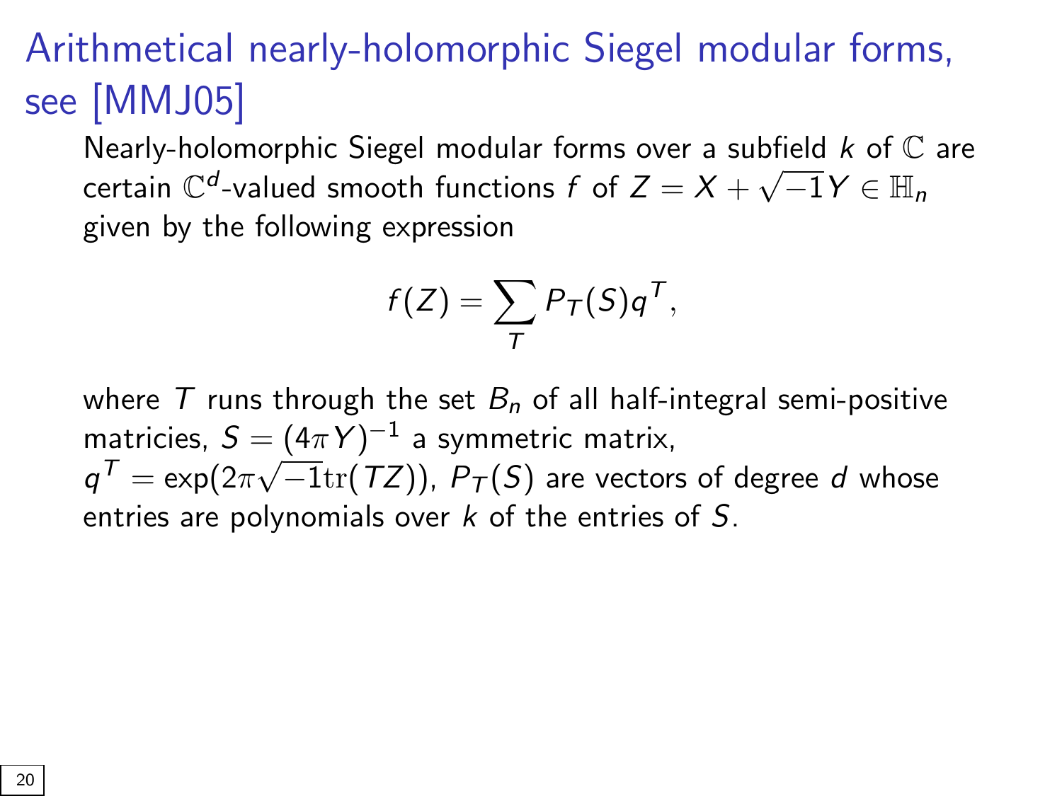# Arithmetical nearly-holomorphic Siegel modular forms, see [MMJ05]

Nearly-holomorphic Siegel modular forms over a subfield $k$ of $\mathbb{C}$ are certain $\mathbb{C}^d$-valued smooth functions $f$ of $Z = X + \sqrt{-1}Y \in \mathbb{H}_n$ given by the following expression

$$f(Z) = \sum_{T} P_T(S) q^T,$$

where $T$ runs through the set $B_n$ of all half-integral semi-positive matricies, $S = (4\pi Y)^{-1}$ a symmetric matrix, $q^T = \exp(2\pi\sqrt{-1}\mathrm{tr}(TZ))$, $P_T(S)$ are vectors of degree $d$ whose entries are polynomials over $k$ of the entries of $S$.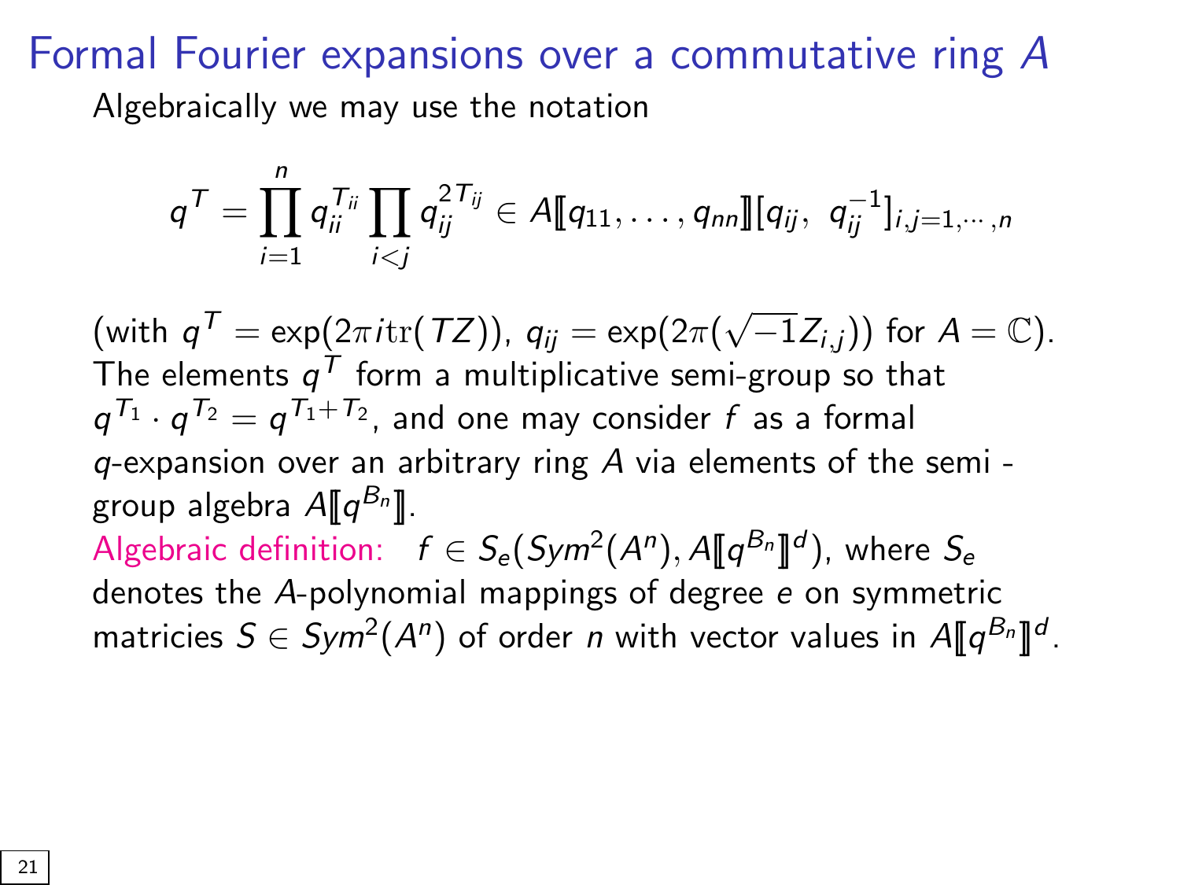# Formal Fourier expansions over a commutative ring $A$

Algebraically we may use the notation

$$q^T = \prod_{i=1}^{n} q_{ii}^{T_{ii}} \prod_{i<j} q_{ij}^{2T_{ij}} \in A[\![q_{11}, \ldots, q_{nn}]\!][q_{ij},\ q_{ij}^{-1}]_{i,j=1,\cdots,n}$$

(with $q^T = \exp(2\pi i \mathrm{tr}(TZ))$, $q_{ij} = \exp(2\pi(\sqrt{-1}Z_{i,j}))$ for $A = \mathbb{C}$). The elements $q^T$ form a multiplicative semi-group so that $q^{T_1} \cdot q^{T_2} = q^{T_1+T_2}$, and one may consider $f$ as a formal $q$-expansion over an arbitrary ring $A$ via elements of the semi - group algebra $A[\![q^{B_n}]\!]$.

Algebraic definition: $f \in S_e(Sym^2(A^n), A[\![q^{B_n}]\!]^d)$, where $S_e$ denotes the $A$-polynomial mappings of degree $e$ on symmetric matricies $S \in Sym^2(A^n)$ of order $n$ with vector values in $A[\![q^{B_n}]\!]^d$.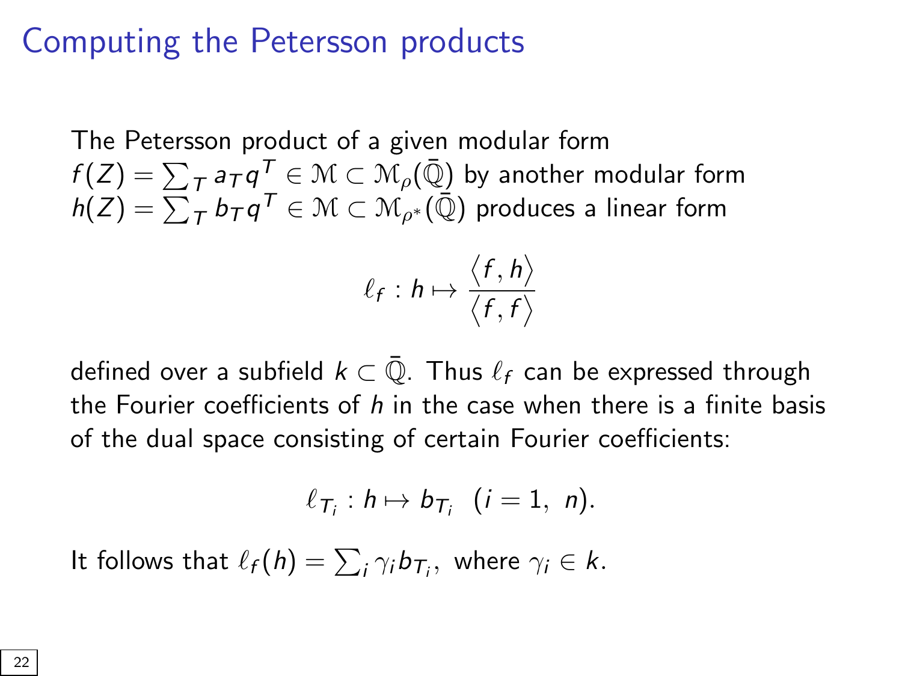# Computing the Petersson products

The Petersson product of a given modular form $f(Z) = \sum_T a_T q^T \in \mathcal{M} \subset \mathcal{M}_\rho(\bar{\mathbb{Q}})$ by another modular form $h(Z) = \sum_T b_T q^T \in \mathcal{M} \subset \mathcal{M}_{\rho^*}(\bar{\mathbb{Q}})$ produces a linear form

$$\ell_f : h \mapsto \frac{\langle f, h \rangle}{\langle f, f \rangle}$$

defined over a subfield $k \subset \bar{\mathbb{Q}}$. Thus $\ell_f$ can be expressed through the Fourier coefficients of $h$ in the case when there is a finite basis of the dual space consisting of certain Fourier coefficients:

$$\ell_{T_i} : h \mapsto b_{T_i} \ \ (i = 1, \ n).$$

It follows that $\ell_f(h) = \sum_i \gamma_i b_{T_i},$ where $\gamma_i \in k$.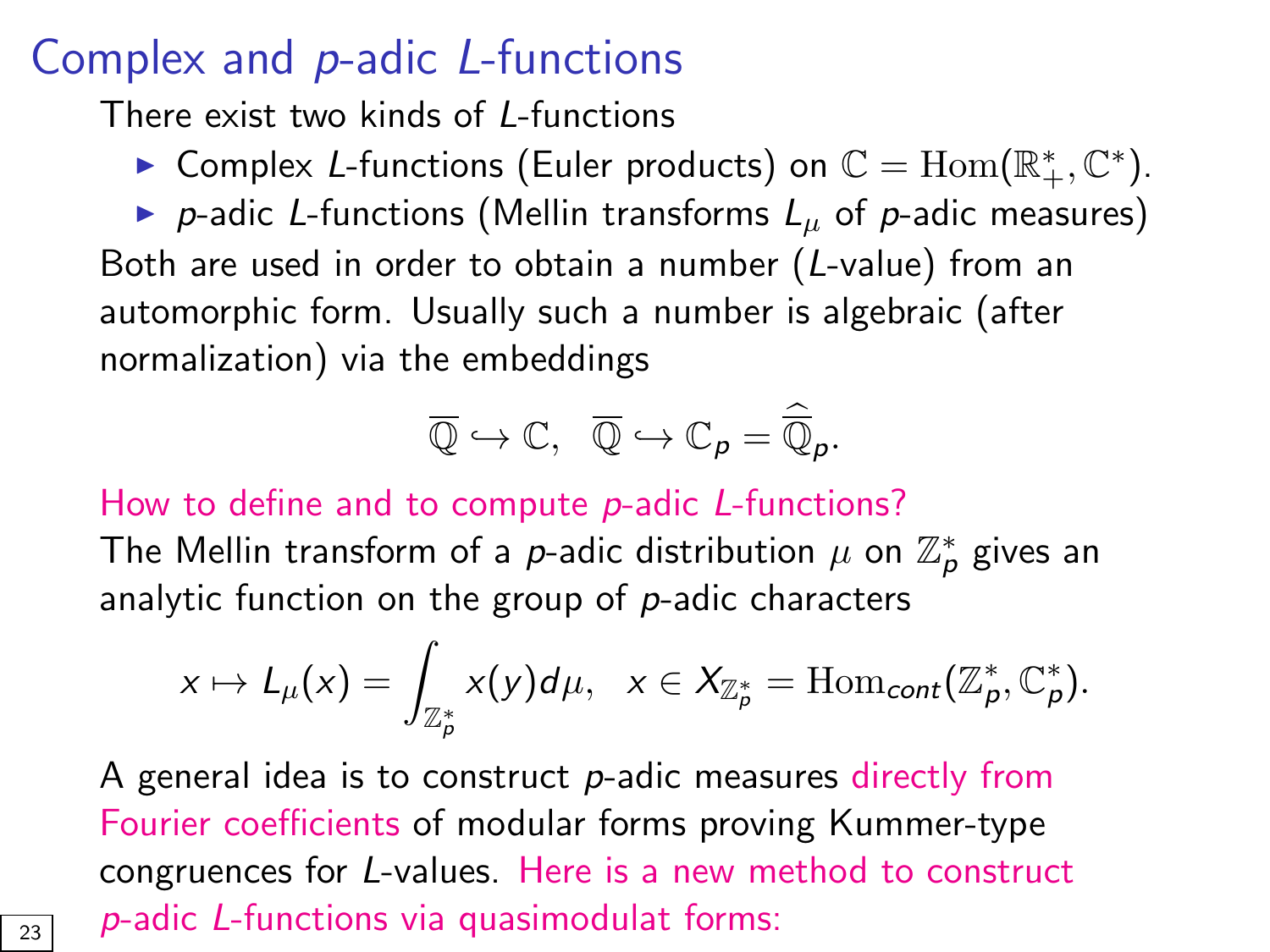# Complex and $p$-adic $L$-functions

There exist two kinds of $L$-functions

- Complex $L$-functions (Euler products) on $\mathbb{C} = \mathrm{Hom}(\mathbb{R}_+^*, \mathbb{C}^*)$.
- $p$-adic $L$-functions (Mellin transforms $L_\mu$ of $p$-adic measures)

Both are used in order to obtain a number ($L$-value) from an automorphic form. Usually such a number is algebraic (after normalization) via the embeddings

$$\overline{\mathbb{Q}} \hookrightarrow \mathbb{C}, \quad \overline{\mathbb{Q}} \hookrightarrow \mathbb{C}_p = \widehat{\overline{\mathbb{Q}}}_p.$$

How to define and to compute $p$-adic $L$-functions?

The Mellin transform of a $p$-adic distribution $\mu$ on $\mathbb{Z}_p^*$ gives an analytic function on the group of $p$-adic characters

$$x \mapsto L_\mu(x) = \int_{\mathbb{Z}_p^*} x(y) d\mu, \quad x \in X_{\mathbb{Z}_p^*} = \mathrm{Hom}_{cont}(\mathbb{Z}_p^*, \mathbb{C}_p^*).$$

A general idea is to construct $p$-adic measures directly from Fourier coefficients of modular forms proving Kummer-type congruences for $L$-values. Here is a new method to construct $p$-adic $L$-functions via quasimodulat forms: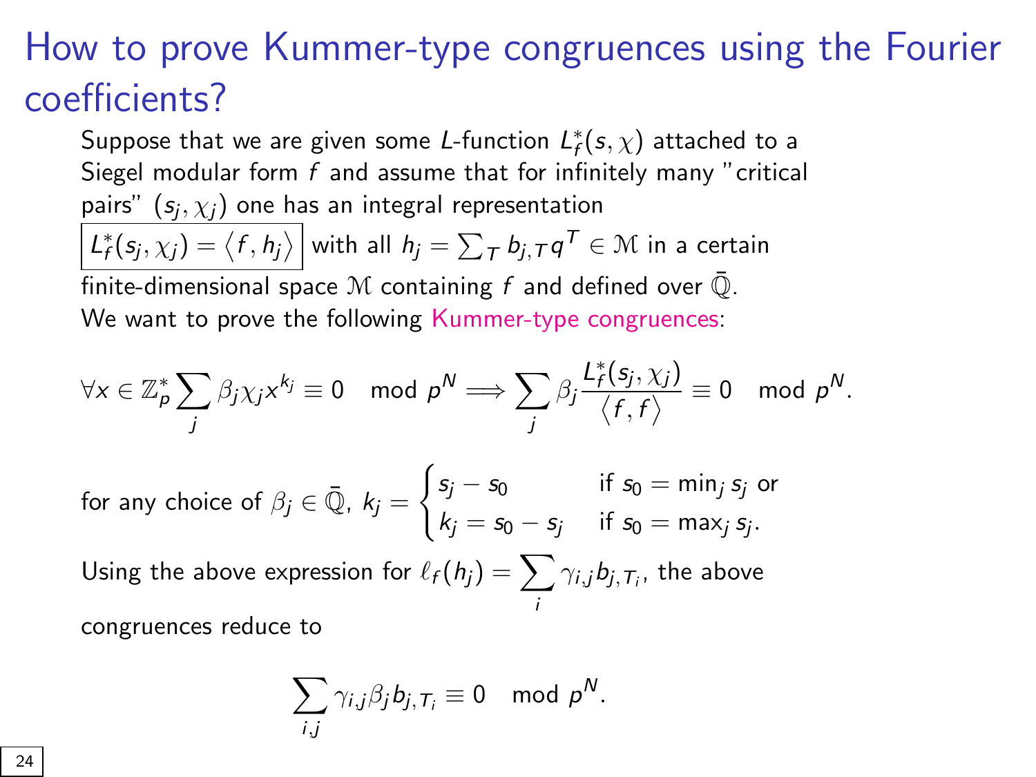# How to prove Kummer-type congruences using the Fourier coefficients?

Suppose that we are given some $L$-function $L_f^*(s, \chi)$ attached to a Siegel modular form $f$ and assume that for infinitely many "critical pairs" $(s_j, \chi_j)$ one has an integral representation $\boxed{L_f^*(s_j, \chi_j) = \langle f, h_j \rangle}$ with all $h_j = \sum_T b_{j,T} q^T \in \mathcal{M}$ in a certain finite-dimensional space $\mathcal{M}$ containing $f$ and defined over $\bar{\mathbb{Q}}$.

We want to prove the following Kummer-type congruences:

$$\forall x \in \mathbb{Z}_p^* \sum_j \beta_j \chi_j x^{k_j} \equiv 0 \mod p^N \Longrightarrow \sum_j \beta_j \frac{L_f^*(s_j, \chi_j)}{\langle f, f \rangle} \equiv 0 \mod p^N.$$

for any choice of $\beta_j \in \bar{\mathbb{Q}}$, $k_j = \begin{cases} s_j - s_0 & \text{if } s_0 = \min_j s_j \text{ or} \\ k_j = s_0 - s_j & \text{if } s_0 = \max_j s_j. \end{cases}$

Using the above expression for $\ell_f(h_j) = \sum_i \gamma_{i,j} b_{j,T_i}$, the above congruences reduce to

$$\sum_{i,j} \gamma_{i,j} \beta_j b_{j,T_i} \equiv 0 \mod p^N.$$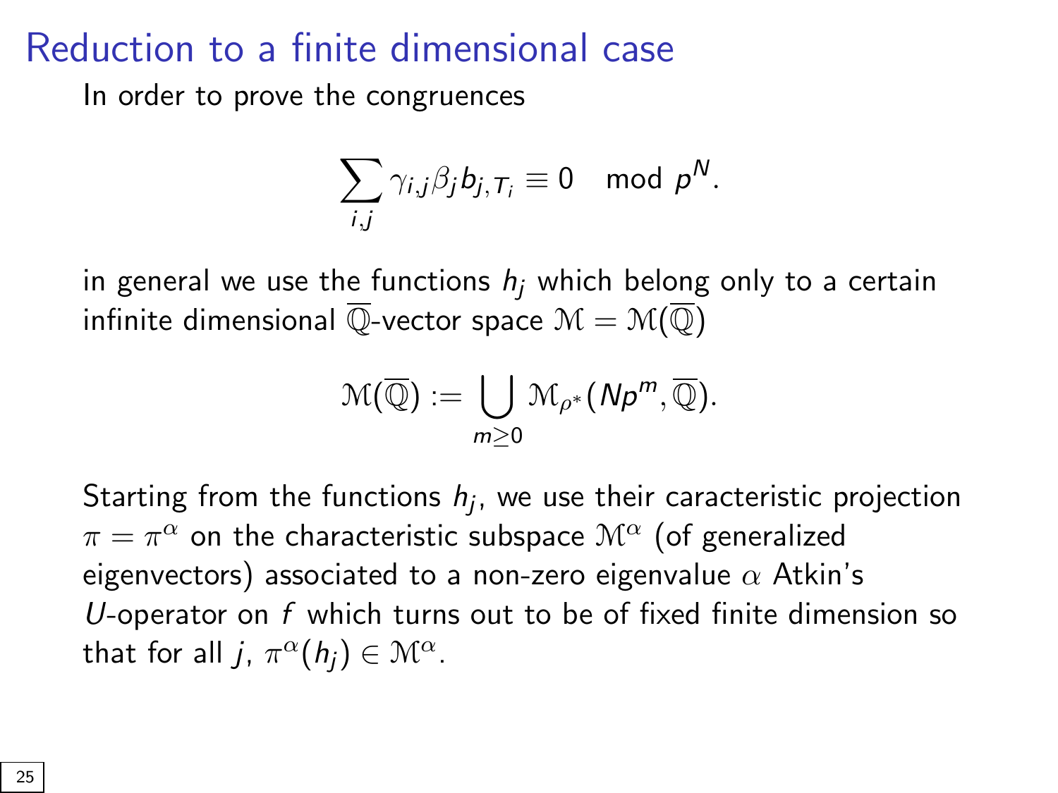# Reduction to a finite dimensional case

In order to prove the congruences

$$\sum_{i,j} \gamma_{i,j}\beta_j b_{j,T_i} \equiv 0 \mod p^N.$$

in general we use the functions $h_j$ which belong only to a certain infinite dimensional $\overline{\mathbb{Q}}$-vector space $\mathcal{M} = \mathcal{M}(\overline{\mathbb{Q}})$

$$\mathcal{M}(\overline{\mathbb{Q}}) := \bigcup_{m \geq 0} \mathcal{M}_{\rho^*}(Np^m, \overline{\mathbb{Q}}).$$

Starting from the functions $h_j$, we use their caracteristic projection $\pi = \pi^\alpha$ on the characteristic subspace $\mathcal{M}^\alpha$ (of generalized eigenvectors) associated to a non-zero eigenvalue $\alpha$ Atkin's $U$-operator on $f$ which turns out to be of fixed finite dimension so that for all $j$, $\pi^\alpha(h_j) \in \mathcal{M}^\alpha$.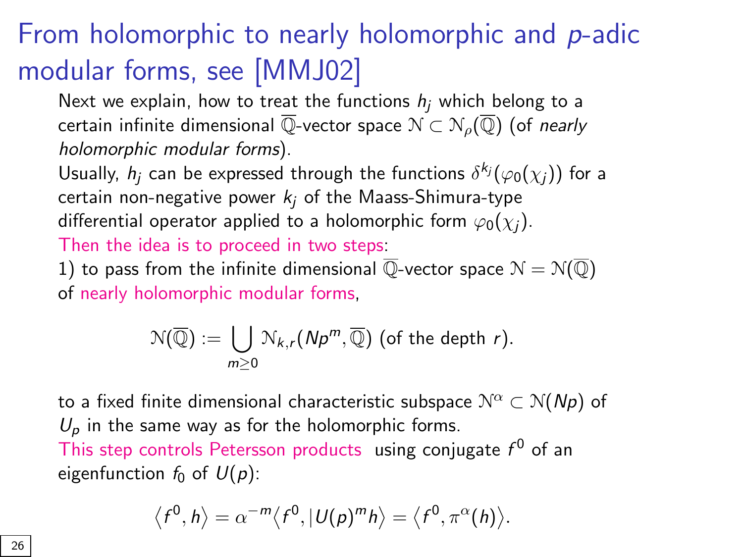# From holomorphic to nearly holomorphic and $p$-adic modular forms, see [MMJ02]

Next we explain, how to treat the functions $h_j$ which belong to a certain infinite dimensional $\overline{\mathbb{Q}}$-vector space $\mathcal{N} \subset \mathcal{N}_\rho(\overline{\mathbb{Q}})$ (of *nearly holomorphic modular forms*).

Usually, $h_j$ can be expressed through the functions $\delta^{k_j}(\varphi_0(\chi_j))$ for a certain non-negative power $k_j$ of the Maass-Shimura-type differential operator applied to a holomorphic form $\varphi_0(\chi_j)$.

Then the idea is to proceed in two steps:

1) to pass from the infinite dimensional $\overline{\mathbb{Q}}$-vector space $\mathcal{N} = \mathcal{N}(\overline{\mathbb{Q}})$ of nearly holomorphic modular forms,

$$\mathcal{N}(\overline{\mathbb{Q}}) := \bigcup_{m \geq 0} \mathcal{N}_{k,r}(Np^m, \overline{\mathbb{Q}}) \text{ (of the depth } r).$$

to a fixed finite dimensional characteristic subspace $\mathcal{N}^\alpha \subset \mathcal{N}(Np)$ of $U_p$ in the same way as for the holomorphic forms.

This step controls Petersson products using conjugate $f^0$ of an eigenfunction $f_0$ of $U(p)$:

$$\langle f^0, h \rangle = \alpha^{-m} \langle f^0, |U(p)^m h \rangle = \langle f^0, \pi^\alpha(h) \rangle.$$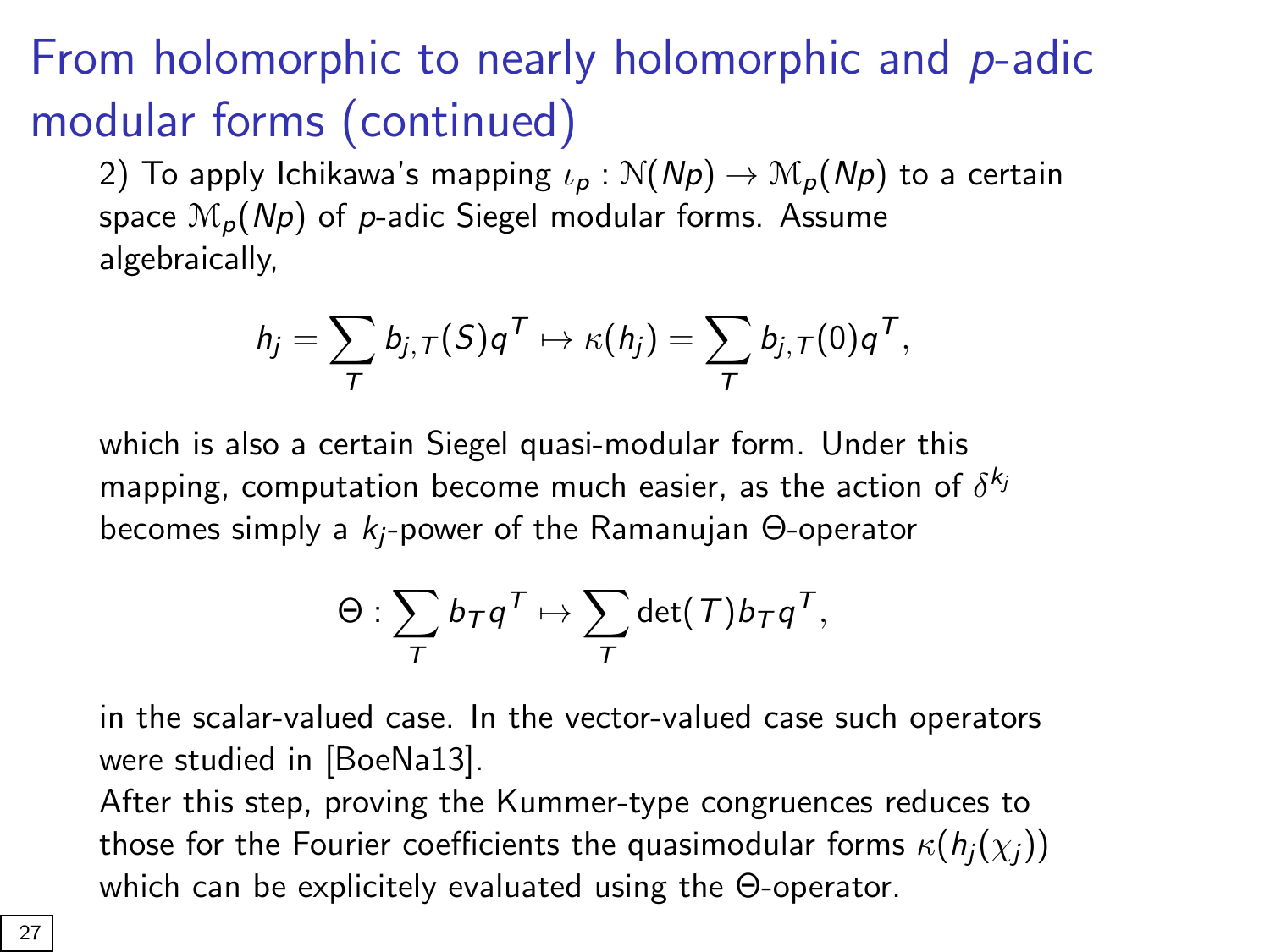# From holomorphic to nearly holomorphic and $p$-adic modular forms (continued)

2) To apply Ichikawa's mapping $\iota_p : \mathcal{N}(Np) \to \mathcal{M}_p(Np)$ to a certain space $\mathcal{M}_p(Np)$ of $p$-adic Siegel modular forms. Assume algebraically,

$$h_j = \sum_T b_{j,T}(S) q^T \mapsto \kappa(h_j) = \sum_T b_{j,T}(0) q^T,$$

which is also a certain Siegel quasi-modular form. Under this mapping, computation become much easier, as the action of $\delta^{k_j}$ becomes simply a $k_j$-power of the Ramanujan $\Theta$-operator

$$\Theta : \sum_T b_T q^T \mapsto \sum_T \det(T) b_T q^T,$$

in the scalar-valued case. In the vector-valued case such operators were studied in [BoeNa13].

After this step, proving the Kummer-type congruences reduces to those for the Fourier coefficients the quasimodular forms $\kappa(h_j(\chi_j))$ which can be explicitely evaluated using the $\Theta$-operator.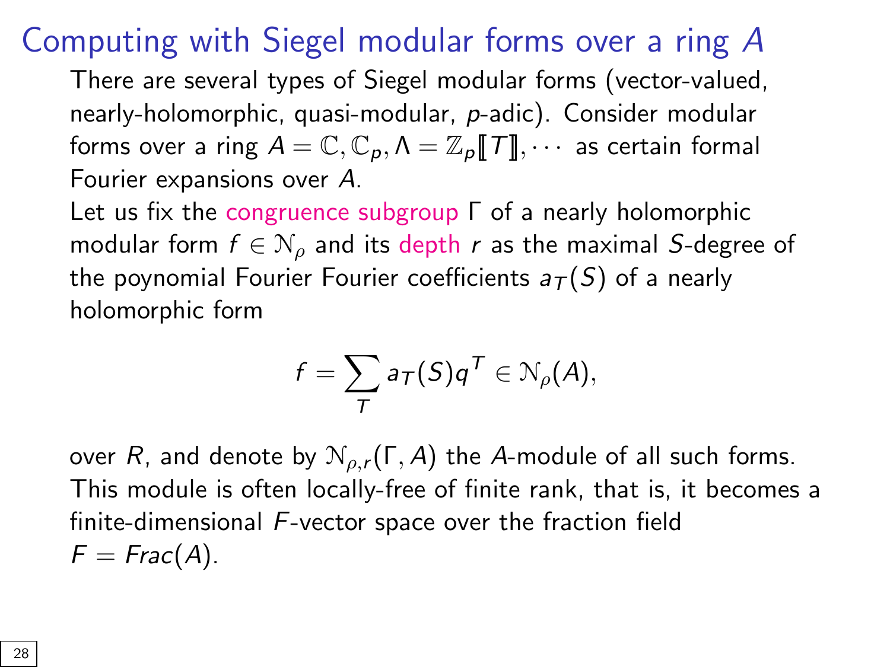# Computing with Siegel modular forms over a ring $A$

There are several types of Siegel modular forms (vector-valued, nearly-holomorphic, quasi-modular, $p$-adic). Consider modular forms over a ring $A = \mathbb{C}, \mathbb{C}_p, \Lambda = \mathbb{Z}_p[\![T]\!], \cdots$ as certain formal Fourier expansions over $A$.

Let us fix the congruence subgroup $\Gamma$ of a nearly holomorphic modular form $f \in \mathcal{N}_\rho$ and its depth $r$ as the maximal $S$-degree of the poynomial Fourier Fourier coefficients $a_T(S)$ of a nearly holomorphic form

$$f = \sum_T a_T(S) q^T \in \mathcal{N}_\rho(A),$$

over $R$, and denote by $\mathcal{N}_{\rho,r}(\Gamma, A)$ the $A$-module of all such forms. This module is often locally-free of finite rank, that is, it becomes a finite-dimensional $F$-vector space over the fraction field $F = Frac(A)$.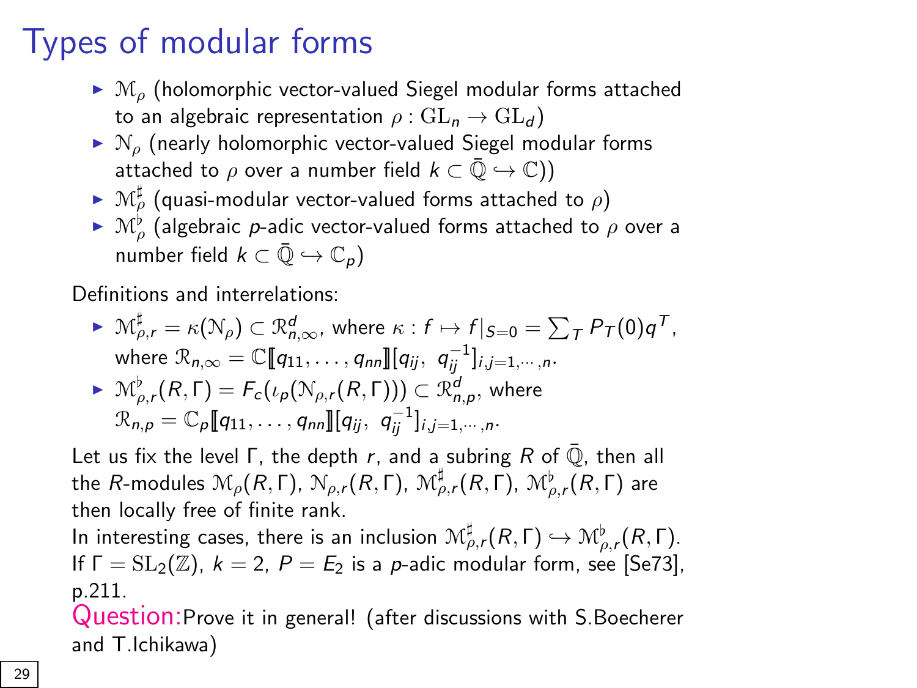# Types of modular forms

- $\mathcal{M}_\rho$ (holomorphic vector-valued Siegel modular forms attached to an algebraic representation $\rho : \mathrm{GL}_n \to \mathrm{GL}_d$)
- $\mathcal{N}_\rho$ (nearly holomorphic vector-valued Siegel modular forms attached to $\rho$ over a number field $k \subset \bar{\mathbb{Q}} \hookrightarrow \mathbb{C}$))
- $\mathcal{M}^\sharp_\rho$ (quasi-modular vector-valued forms attached to $\rho$)
- $\mathcal{M}^\flat_\rho$ (algebraic $p$-adic vector-valued forms attached to $\rho$ over a number field $k \subset \bar{\mathbb{Q}} \hookrightarrow \mathbb{C}_p$)

Definitions and interrelations:

- $\mathcal{M}^\sharp_{\rho,r} = \kappa(\mathcal{N}_\rho) \subset \mathcal{R}^d_{n,\infty}$, where $\kappa : f \mapsto f|_{S=0} = \sum_T P_T(0) q^T$, where $\mathcal{R}_{n,\infty} = \mathbb{C}[\![q_{11}, \ldots, q_{nn}]\!][q_{ij},\ q_{ij}^{-1}]_{i,j=1,\cdots,n}$.
- $\mathcal{M}^\flat_{\rho,r}(R,\Gamma) = F_c(\iota_p(\mathcal{N}_{\rho,r}(R,\Gamma))) \subset \mathcal{R}^d_{n,p}$, where $\mathcal{R}_{n,p} = \mathbb{C}_p[\![q_{11}, \ldots, q_{nn}]\!][q_{ij},\ q_{ij}^{-1}]_{i,j=1,\cdots,n}$.

Let us fix the level $\Gamma$, the depth $r$, and a subring $R$ of $\bar{\mathbb{Q}}$, then all the $R$-modules $\mathcal{M}_\rho(R,\Gamma)$, $\mathcal{N}_{\rho,r}(R,\Gamma)$, $\mathcal{M}^\sharp_{\rho,r}(R,\Gamma)$, $\mathcal{M}^\flat_{\rho,r}(R,\Gamma)$ are then locally free of finite rank.

In interesting cases, there is an inclusion $\mathcal{M}^\sharp_{\rho,r}(R,\Gamma) \hookrightarrow \mathcal{M}^\flat_{\rho,r}(R,\Gamma)$. If $\Gamma = \mathrm{SL}_2(\mathbb{Z})$, $k = 2$, $P = E_2$ is a $p$-adic modular form, see [Se73], p.211.

Question: Prove it in general! (after discussions with S.Boecherer and T.Ichikawa)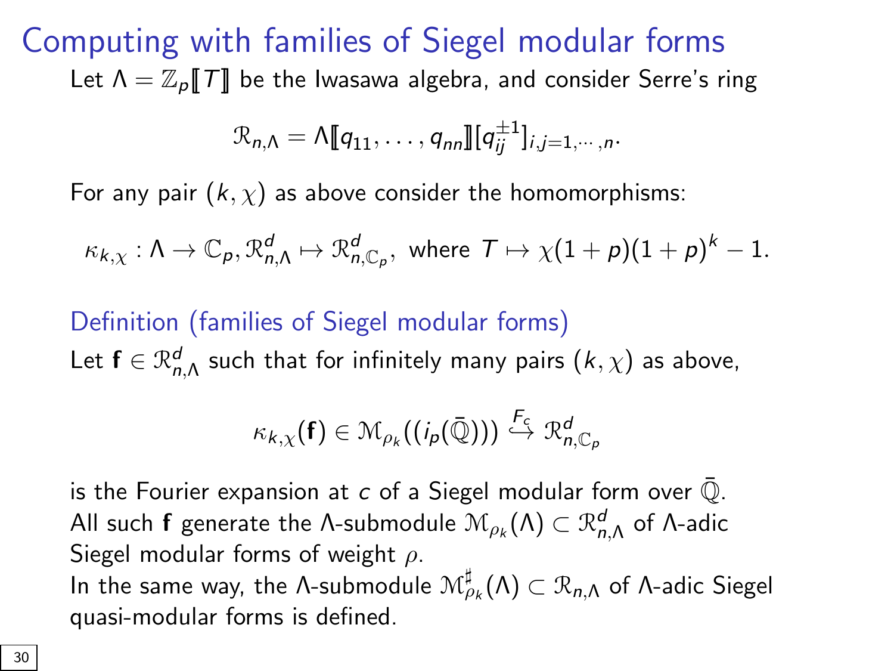# Computing with families of Siegel modular forms

Let $\Lambda = \mathbb{Z}_p[\![T]\!]$ be the Iwasawa algebra, and consider Serre's ring

$$\mathcal{R}_{n,\Lambda} = \Lambda[\![q_{11}, \ldots, q_{nn}]\!][q_{ij}^{\pm 1}]_{i,j=1,\cdots,n}.$$

For any pair $(k, \chi)$ as above consider the homomorphisms:

$$\kappa_{k,\chi} : \Lambda \to \mathbb{C}_p, \mathcal{R}^d_{n,\Lambda} \mapsto \mathcal{R}^d_{n,\mathbb{C}_p}, \text{ where } T \mapsto \chi(1+p)(1+p)^k - 1.$$

## Definition (families of Siegel modular forms)

Let $\mathbf{f} \in \mathcal{R}^d_{n,\Lambda}$ such that for infinitely many pairs $(k, \chi)$ as above,

$$\kappa_{k,\chi}(\mathbf{f}) \in \mathcal{M}_{\rho_k}((i_p(\bar{\mathbb{Q}}))) \overset{F_c}{\hookrightarrow} \mathcal{R}^d_{n,\mathbb{C}_p}$$

is the Fourier expansion at $c$ of a Siegel modular form over $\bar{\mathbb{Q}}$.
All such $\mathbf{f}$ generate the $\Lambda$-submodule $\mathcal{M}_{\rho_k}(\Lambda) \subset \mathcal{R}^d_{n,\Lambda}$ of $\Lambda$-adic Siegel modular forms of weight $\rho$.
In the same way, the $\Lambda$-submodule $\mathcal{M}^\sharp_{\rho_k}(\Lambda) \subset \mathcal{R}_{n,\Lambda}$ of $\Lambda$-adic Siegel quasi-modular forms is defined.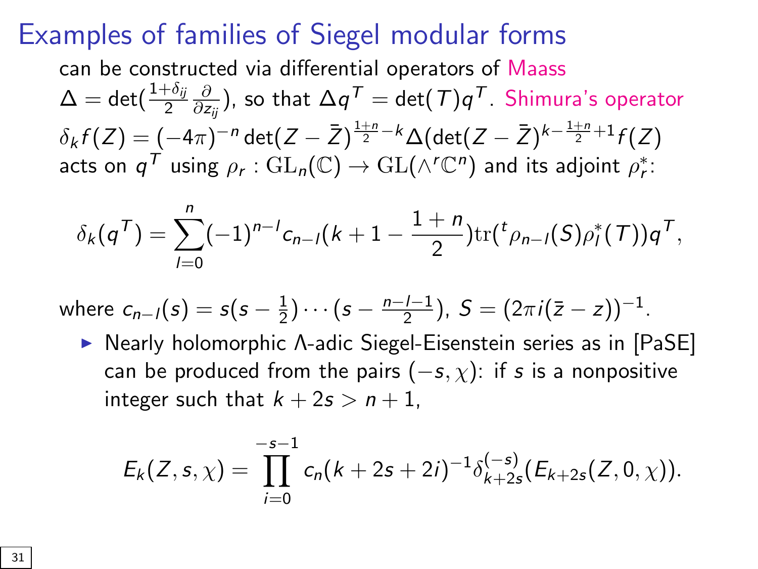# Examples of families of Siegel modular forms

can be constructed via differential operators of Maass $\Delta = \det(\frac{1+\delta_{ij}}{2}\frac{\partial}{\partial z_{ij}})$, so that $\Delta q^T = \det(T) q^T$. Shimura's operator $\delta_k f(Z) = (-4\pi)^{-n} \det(Z - \bar{Z})^{\frac{1+n}{2}-k} \Delta(\det(Z - \bar{Z})^{k - \frac{1+n}{2}+1} f(Z)$ acts on $q^T$ using $\rho_r : \mathrm{GL}_n(\mathbb{C}) \to \mathrm{GL}(\wedge^r \mathbb{C}^n)$ and its adjoint $\rho_r^*$:

$$\delta_k(q^T) = \sum_{l=0}^{n} (-1)^{n-l} c_{n-l}(k+1-\frac{1+n}{2}) \mathrm{tr}({}^t\rho_{n-l}(S)\rho_l^*(T)) q^T,$$

where $c_{n-l}(s) = s(s-\frac{1}{2})\cdots(s-\frac{n-l-1}{2})$, $S = (2\pi i(\bar{z}-z))^{-1}$.

- Nearly holomorphic $\Lambda$-adic Siegel-Eisenstein series as in [PaSE] can be produced from the pairs $(-s, \chi)$: if $s$ is a nonpositive integer such that $k + 2s > n+1$,

$$E_k(Z, s, \chi) = \prod_{i=0}^{-s-1} c_n(k+2s+2i)^{-1} \delta_{k+2s}^{(-s)}(E_{k+2s}(Z, 0, \chi)).$$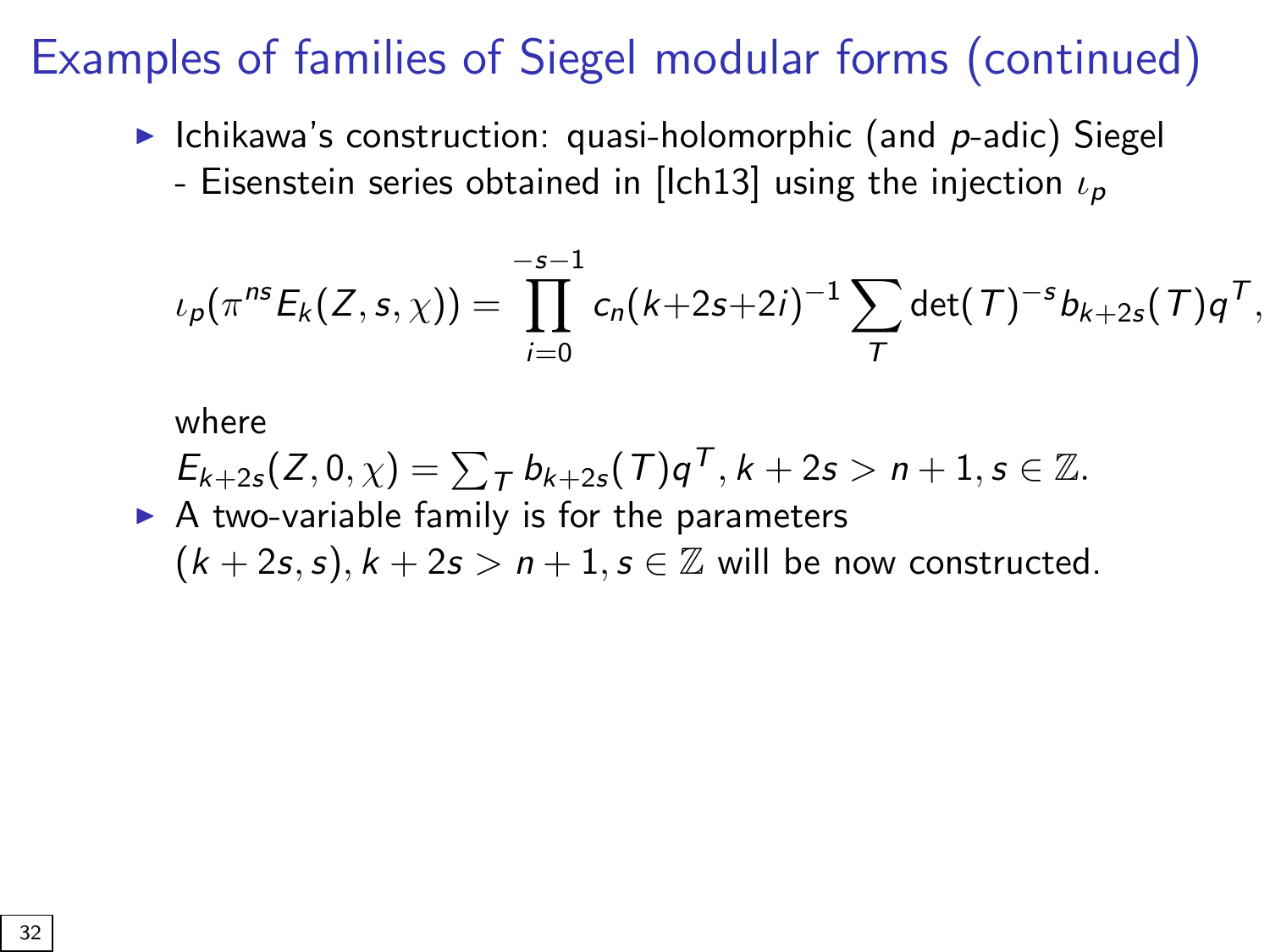# Examples of families of Siegel modular forms (continued)

- Ichikawa's construction: quasi-holomorphic (and $p$-adic) Siegel
  - Eisenstein series obtained in [Ich13] using the injection $\iota_p$

$$\iota_p(\pi^{ns} E_k(Z, s, \chi)) = \prod_{i=0}^{-s-1} c_n(k+2s+2i)^{-1} \sum_T \det(T)^{-s} b_{k+2s}(T) q^T,$$

where
$E_{k+2s}(Z, 0, \chi) = \sum_T b_{k+2s}(T) q^T, k + 2s > n + 1, s \in \mathbb{Z}$.

- A two-variable family is for the parameters
  $(k + 2s, s), k + 2s > n + 1, s \in \mathbb{Z}$ will be now constructed.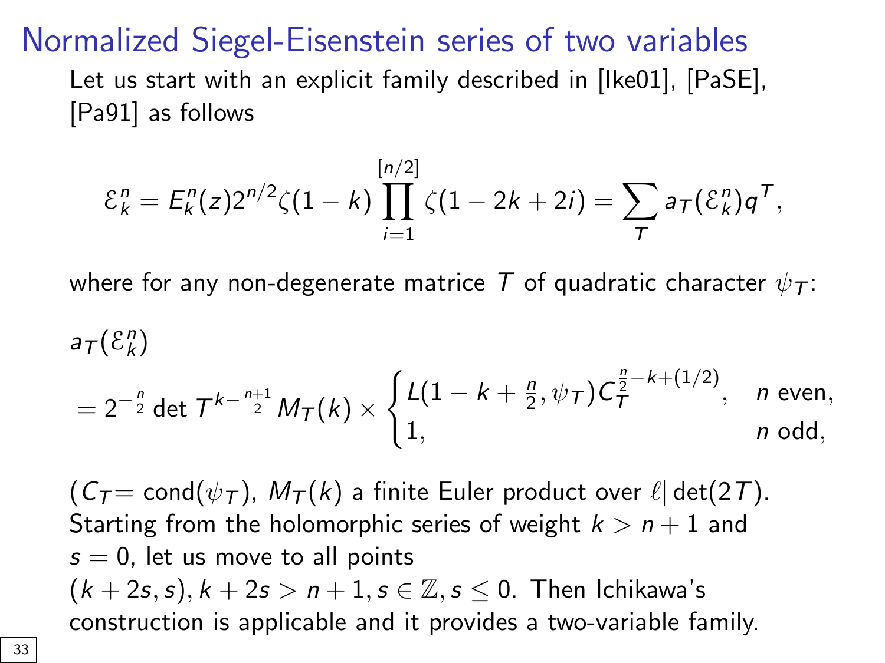# Normalized Siegel-Eisenstein series of two variables

Let us start with an explicit family described in [Ike01], [PaSE], [Pa91] as follows

$$\mathcal{E}_k^n = E_k^n(z) 2^{n/2} \zeta(1-k) \prod_{i=1}^{[n/2]} \zeta(1-2k+2i) = \sum_T a_T(\mathcal{E}_k^n) q^T,$$

where for any non-degenerate matrice $T$ of quadratic character $\psi_T$:

$$a_T(\mathcal{E}_k^n)$$
$$= 2^{-\frac{n}{2}} \det T^{k-\frac{n+1}{2}} M_T(k) \times \begin{cases} L(1-k+\frac{n}{2}, \psi_T) C_T^{\frac{n}{2}-k+(1/2)}, & n \text{ even}, \\ 1, & n \text{ odd}, \end{cases}$$

($C_T =$ cond($\psi_T$), $M_T(k)$ a finite Euler product over $\ell | \det(2T)$. Starting from the holomorphic series of weight $k > n+1$ and $s = 0$, let us move to all points $(k+2s, s), k+2s > n+1, s \in \mathbb{Z}, s \leq 0$. Then Ichikawa's construction is applicable and it provides a two-variable family.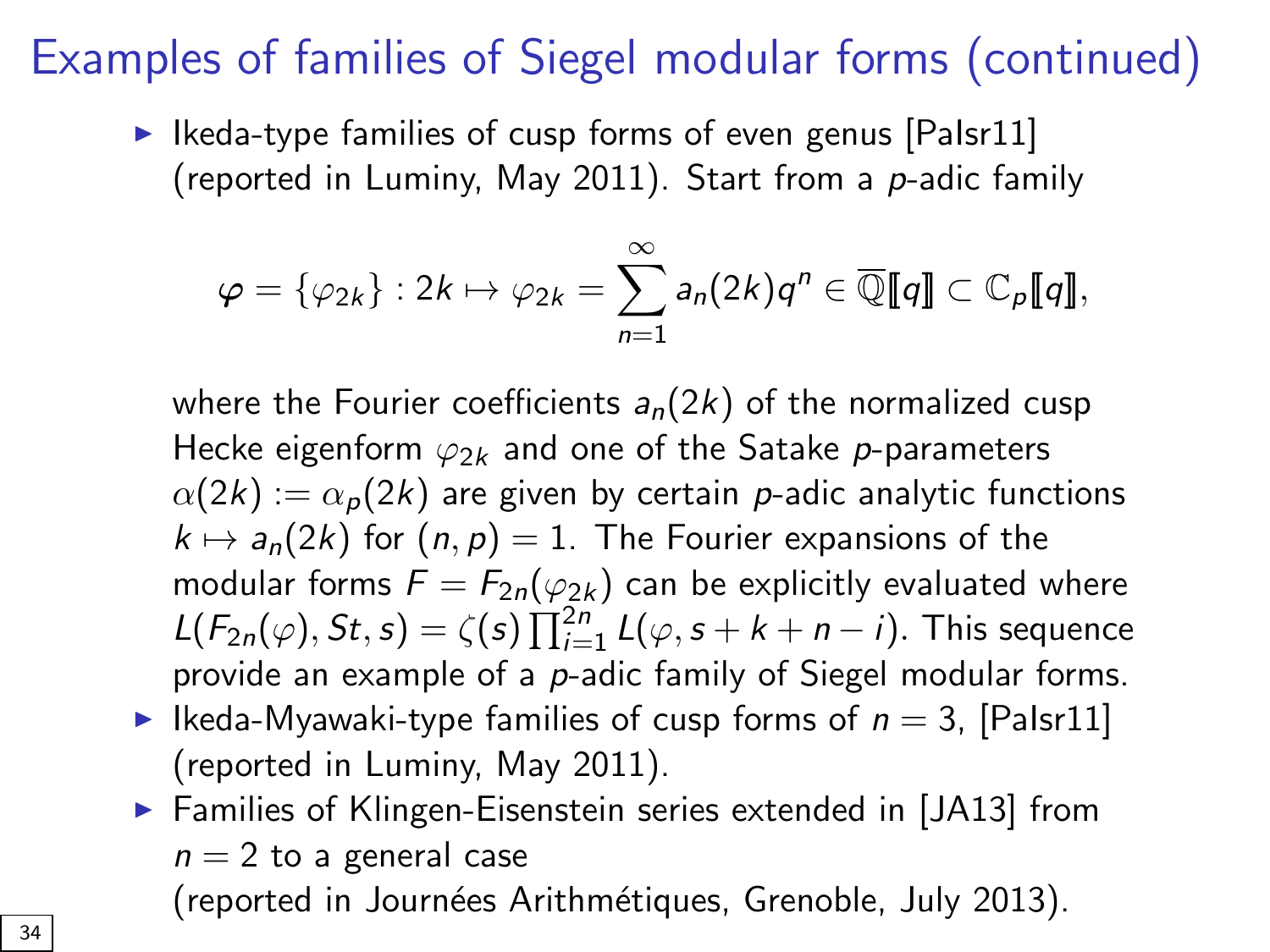# Examples of families of Siegel modular forms (continued)

- Ikeda-type families of cusp forms of even genus [PaIsr11] (reported in Luminy, May 2011). Start from a $p$-adic family

$$\varphi = \{\varphi_{2k}\} : 2k \mapsto \varphi_{2k} = \sum_{n=1}^{\infty} a_n(2k) q^n \in \overline{\mathbb{Q}}[\![q]\!] \subset \mathbb{C}_p[\![q]\!],$$

  where the Fourier coefficients $a_n(2k)$ of the normalized cusp Hecke eigenform $\varphi_{2k}$ and one of the Satake $p$-parameters $\alpha(2k) := \alpha_p(2k)$ are given by certain $p$-adic analytic functions $k \mapsto a_n(2k)$ for $(n, p) = 1$. The Fourier expansions of the modular forms $F = F_{2n}(\varphi_{2k})$ can be explicitly evaluated where $L(F_{2n}(\varphi), St, s) = \zeta(s) \prod_{i=1}^{2n} L(\varphi, s + k + n - i)$. This sequence provide an example of a $p$-adic family of Siegel modular forms.
- Ikeda-Myawaki-type families of cusp forms of $n = 3$, [PaIsr11] (reported in Luminy, May 2011).
- Families of Klingen-Eisenstein series extended in [JA13] from $n = 2$ to a general case (reported in Journées Arithmétiques, Grenoble, July 2013).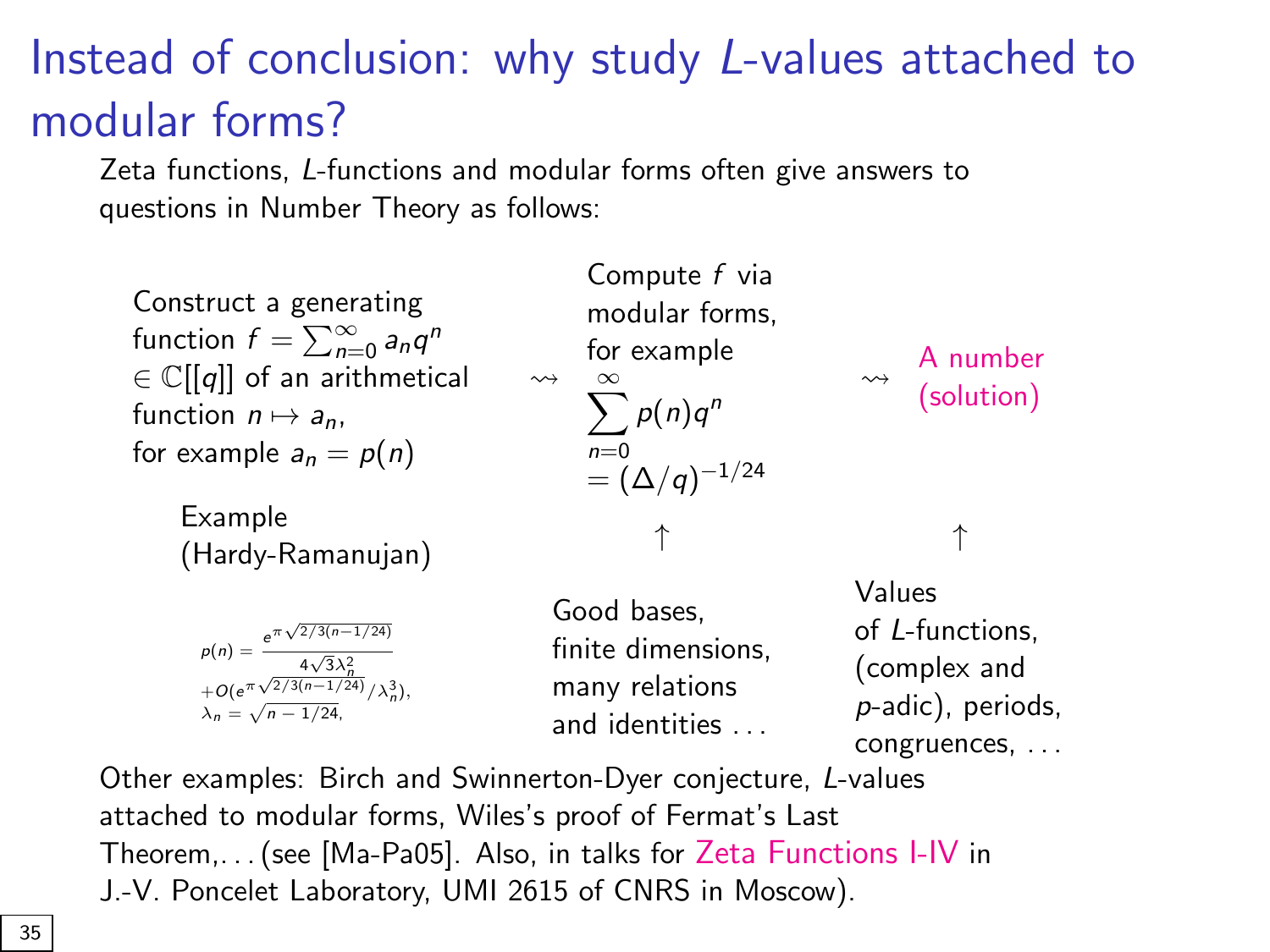# Instead of conclusion: why study $L$-values attached to modular forms?

Zeta functions, $L$-functions and modular forms often give answers to questions in Number Theory as follows:

Construct a generating function $f = \sum_{n=0}^{\infty} a_n q^n \in \mathbb{C}[[q]]$ of an arithmetical function $n \mapsto a_n$, for example $a_n = p(n)$

$\rightsquigarrow$ Compute $f$ via modular forms, for example

$$\sum_{n=0}^{\infty} p(n) q^n = (\Delta/q)^{-1/24}$$

$\rightsquigarrow$ A number (solution)

Example (Hardy-Ramanujan)

$$p(n) = \frac{e^{\pi\sqrt{2/3(n-1/24)}}}{4\sqrt{3}\lambda_n^2} + O(e^{\pi\sqrt{2/3(n-1/24)}}/\lambda_n^3),$$
$$\lambda_n = \sqrt{n - 1/24},$$

$\uparrow$ Good bases, finite dimensions, many relations and identities ...

$\uparrow$ Values of $L$-functions, (complex and $p$-adic), periods, congruences, ...

Other examples: Birch and Swinnerton-Dyer conjecture, $L$-values attached to modular forms, Wiles's proof of Fermat's Last Theorem,...(see [Ma-Pa05]. Also, in talks for Zeta Functions I-IV in J.-V. Poncelet Laboratory, UMI 2615 of CNRS in Moscow).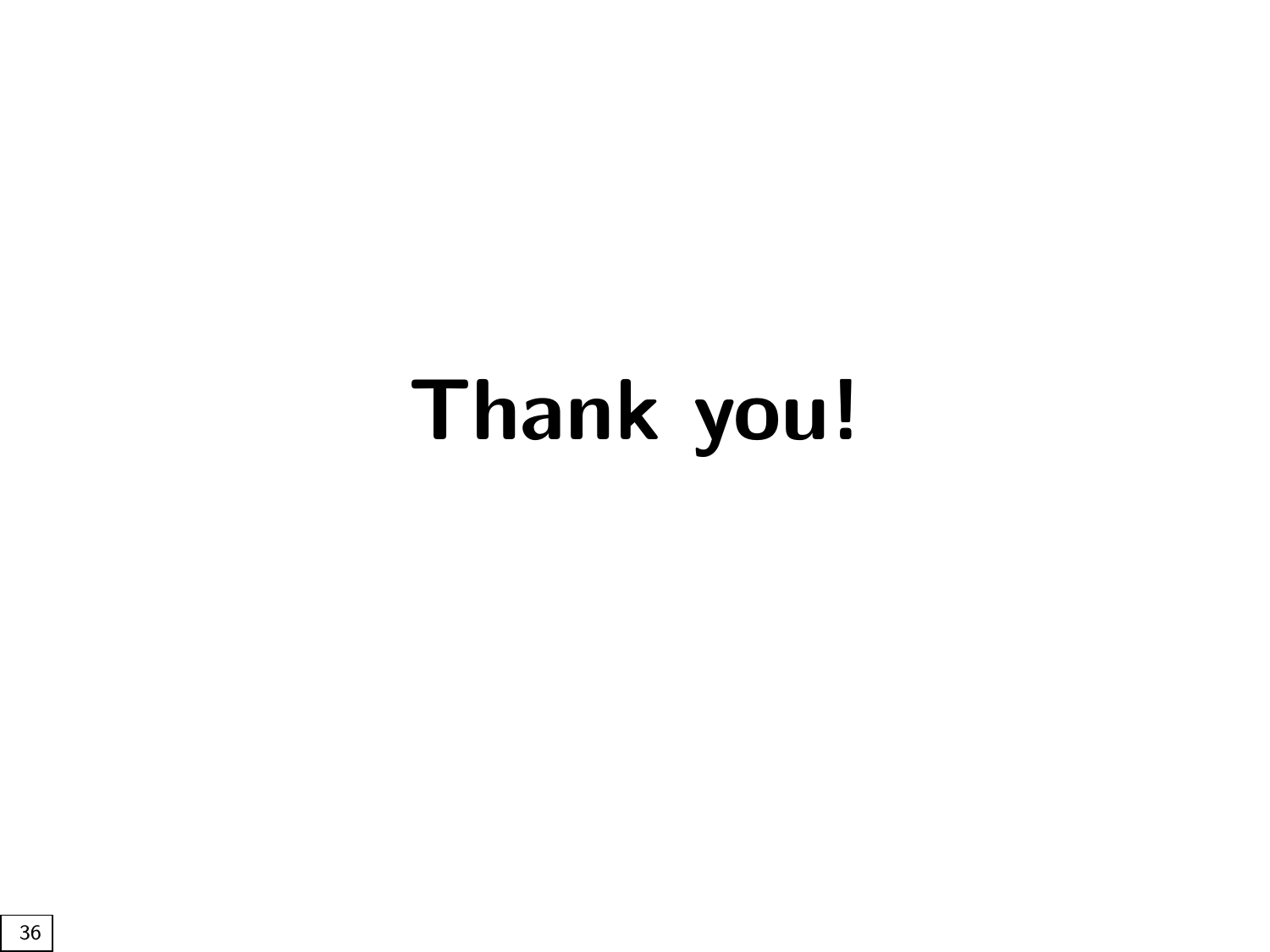# Thank you!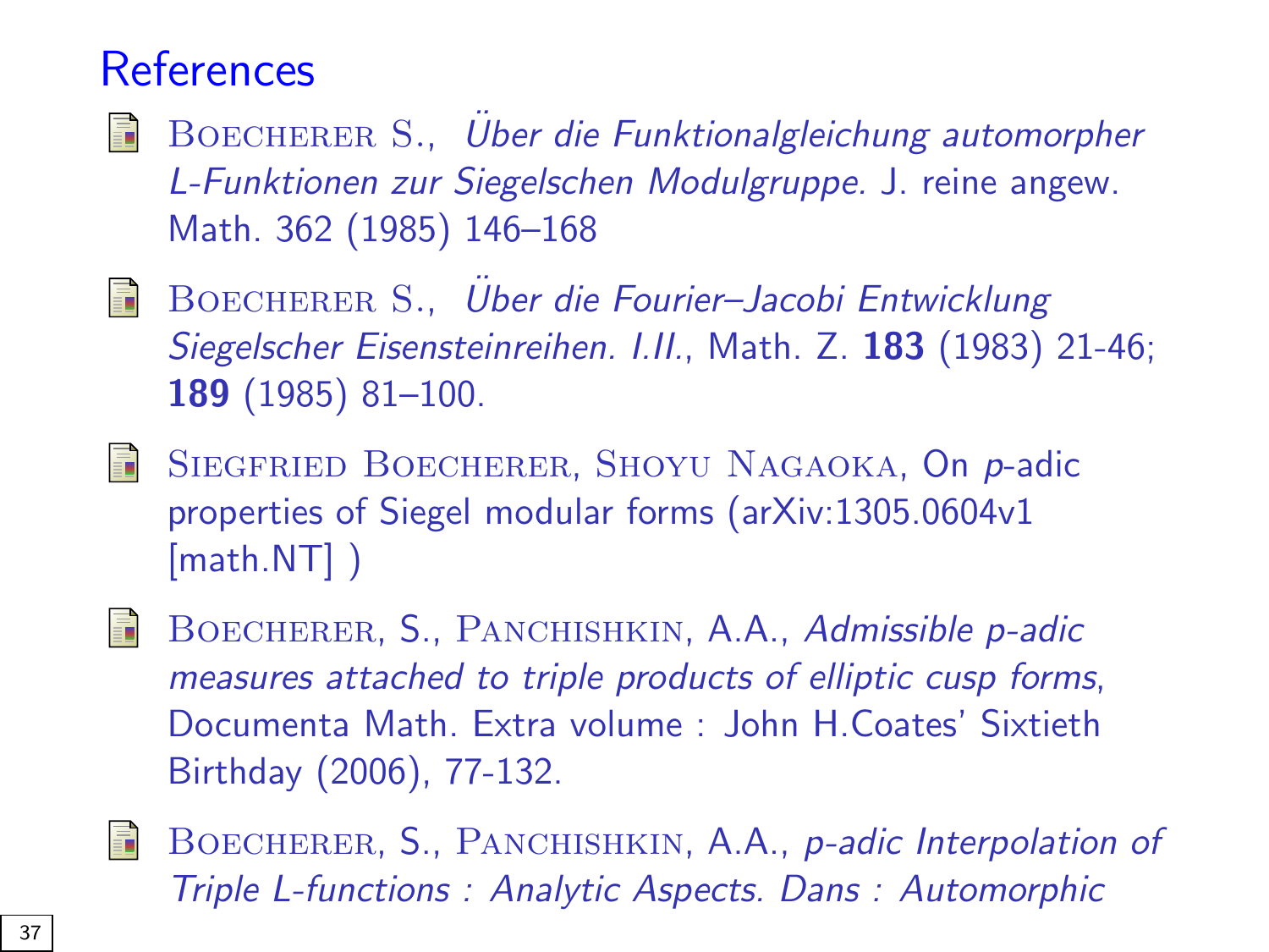# References

- Boecherer S., *Über die Funktionalgleichung automorpher L-Funktionen zur Siegelschen Modulgruppe.* J. reine angew. Math. 362 (1985) 146–168

- Boecherer S., *Über die Fourier–Jacobi Entwicklung Siegelscher Eisensteinreihen. I.II.*, Math. Z. **183** (1983) 21-46; **189** (1985) 81–100.

- Siegfried Boecherer, Shoyu Nagaoka, On $p$-adic properties of Siegel modular forms (arXiv:1305.0604v1 [math.NT] )

- Boecherer, S., Panchishkin, A.A., *Admissible p-adic measures attached to triple products of elliptic cusp forms*, Documenta Math. Extra volume : John H.Coates' Sixtieth Birthday (2006), 77-132.

- Boecherer, S., Panchishkin, A.A., *p-adic Interpolation of Triple L-functions : Analytic Aspects. Dans : Automorphic*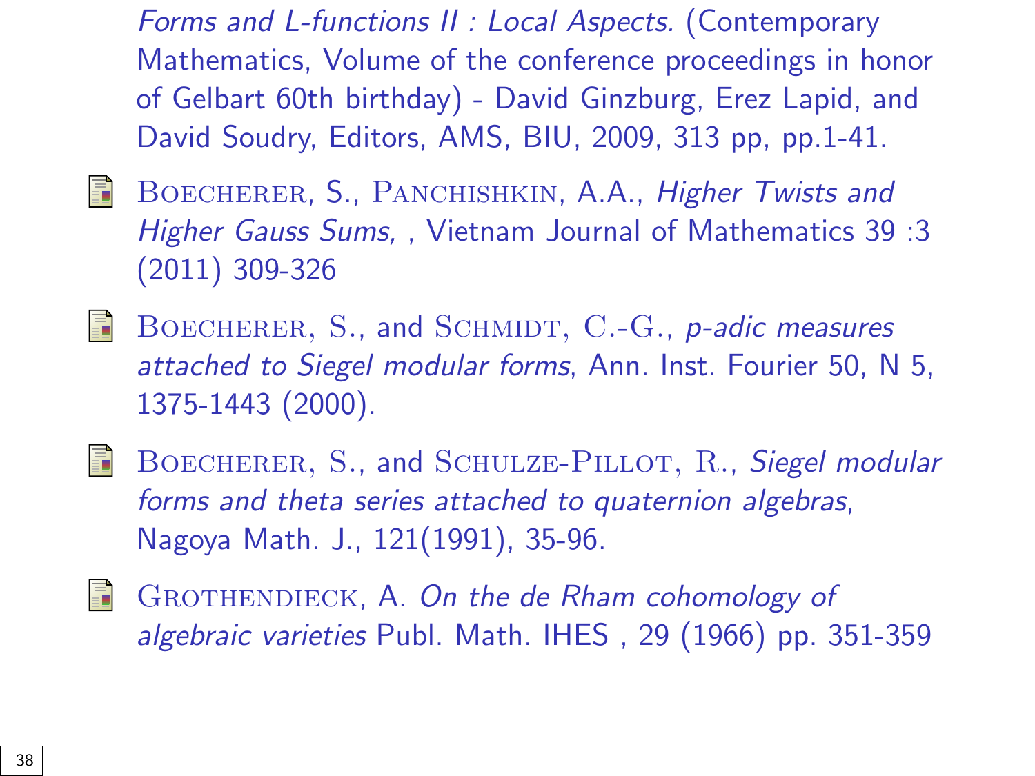*Forms and L-functions II : Local Aspects.* (Contemporary Mathematics, Volume of the conference proceedings in honor of Gelbart 60th birthday) - David Ginzburg, Erez Lapid, and David Soudry, Editors, AMS, BIU, 2009, 313 pp, pp.1-41.

- BOECHERER, S., PANCHISHKIN, A.A., *Higher Twists and Higher Gauss Sums*, , Vietnam Journal of Mathematics 39 :3 (2011) 309-326

- BOECHERER, S., and SCHMIDT, C.-G., *p-adic measures attached to Siegel modular forms*, Ann. Inst. Fourier 50, N 5, 1375-1443 (2000).

- BOECHERER, S., and SCHULZE-PILLOT, R., *Siegel modular forms and theta series attached to quaternion algebras*, Nagoya Math. J., 121(1991), 35-96.

- GROTHENDIECK, A. *On the de Rham cohomology of algebraic varieties* Publ. Math. IHES , 29 (1966) pp. 351-359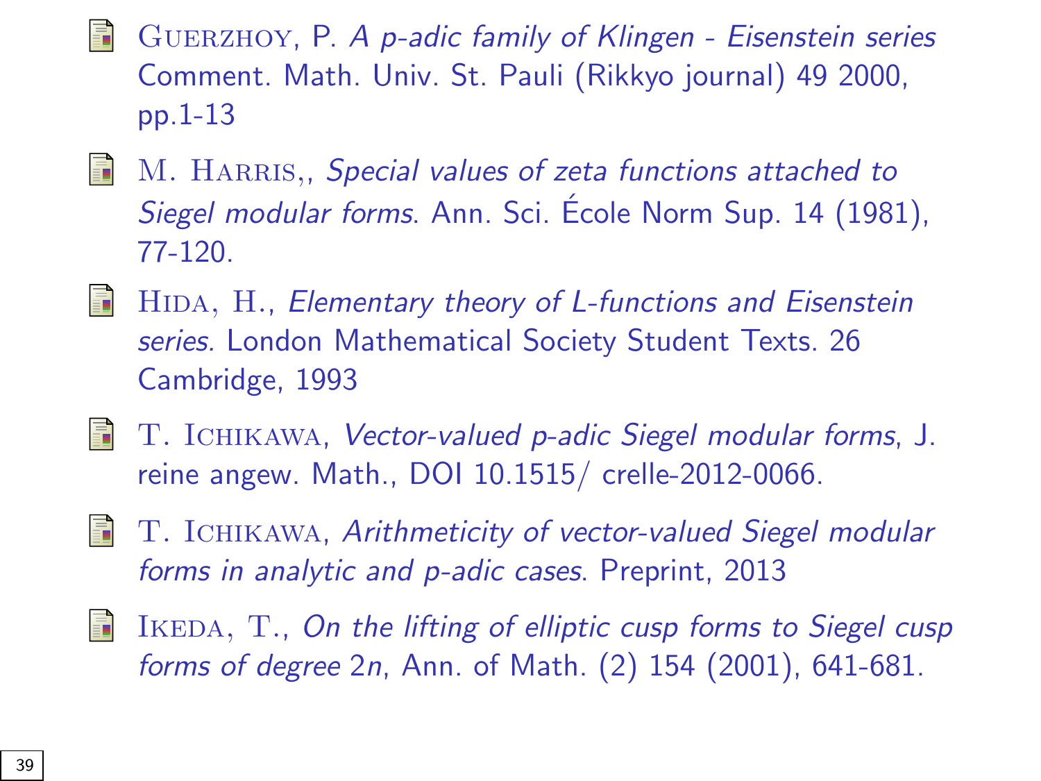- Guerzhoy, P. *A p-adic family of Klingen - Eisenstein series* Comment. Math. Univ. St. Pauli (Rikkyo journal) 49 2000, pp.1-13

- M. Harris,, *Special values of zeta functions attached to Siegel modular forms*. Ann. Sci. École Norm Sup. 14 (1981), 77-120.

- Hida, H., *Elementary theory of L-functions and Eisenstein series*. London Mathematical Society Student Texts. 26 Cambridge, 1993

- T. Ichikawa, *Vector-valued p-adic Siegel modular forms*, J. reine angew. Math., DOI 10.1515/ crelle-2012-0066.

- T. Ichikawa, *Arithmeticity of vector-valued Siegel modular forms in analytic and p-adic cases*. Preprint, 2013

- Ikeda, T., *On the lifting of elliptic cusp forms to Siegel cusp forms of degree* $2n$, Ann. of Math. (2) 154 (2001), 641-681.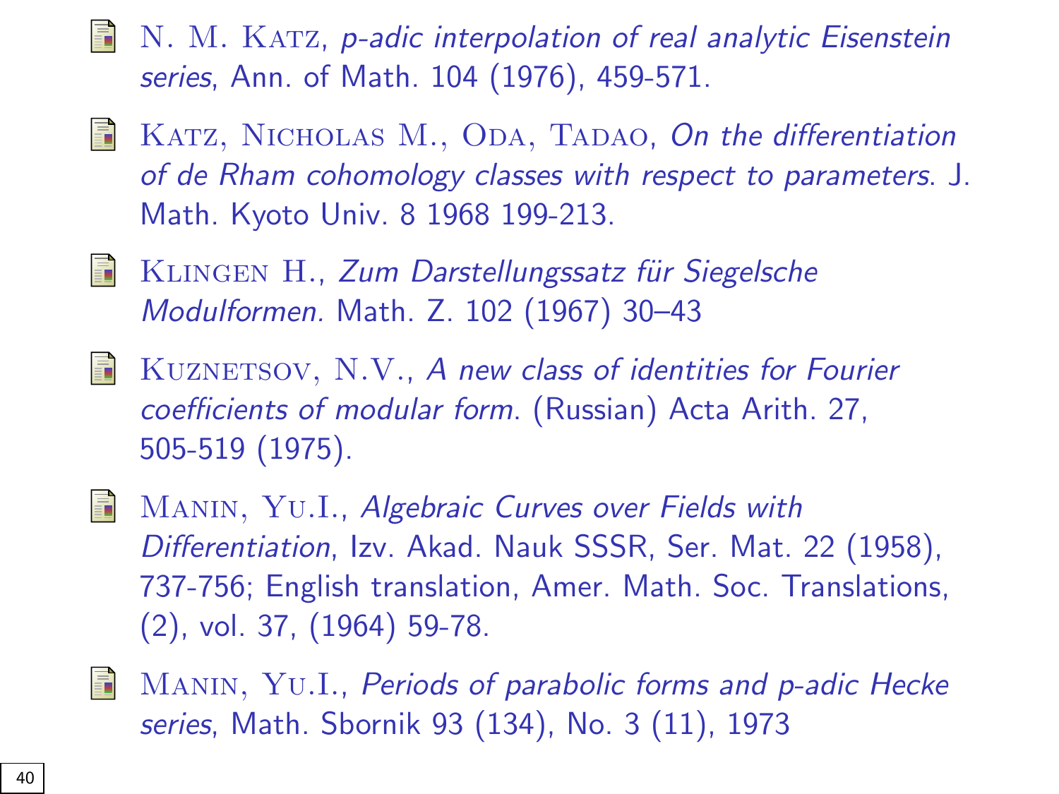- N. M. Katz, *p-adic interpolation of real analytic Eisenstein series*, Ann. of Math. 104 (1976), 459-571.

- Katz, Nicholas M., Oda, Tadao, *On the differentiation of de Rham cohomology classes with respect to parameters*. J. Math. Kyoto Univ. 8 1968 199-213.

- Klingen H., *Zum Darstellungssatz für Siegelsche Modulformen.* Math. Z. 102 (1967) 30–43

- Kuznetsov, N.V., *A new class of identities for Fourier coefficients of modular form*. (Russian) Acta Arith. 27, 505-519 (1975).

- Manin, Yu.I., *Algebraic Curves over Fields with Differentiation*, Izv. Akad. Nauk SSSR, Ser. Mat. 22 (1958), 737-756; English translation, Amer. Math. Soc. Translations, (2), vol. 37, (1964) 59-78.

- Manin, Yu.I., *Periods of parabolic forms and p-adic Hecke series*, Math. Sbornik 93 (134), No. 3 (11), 1973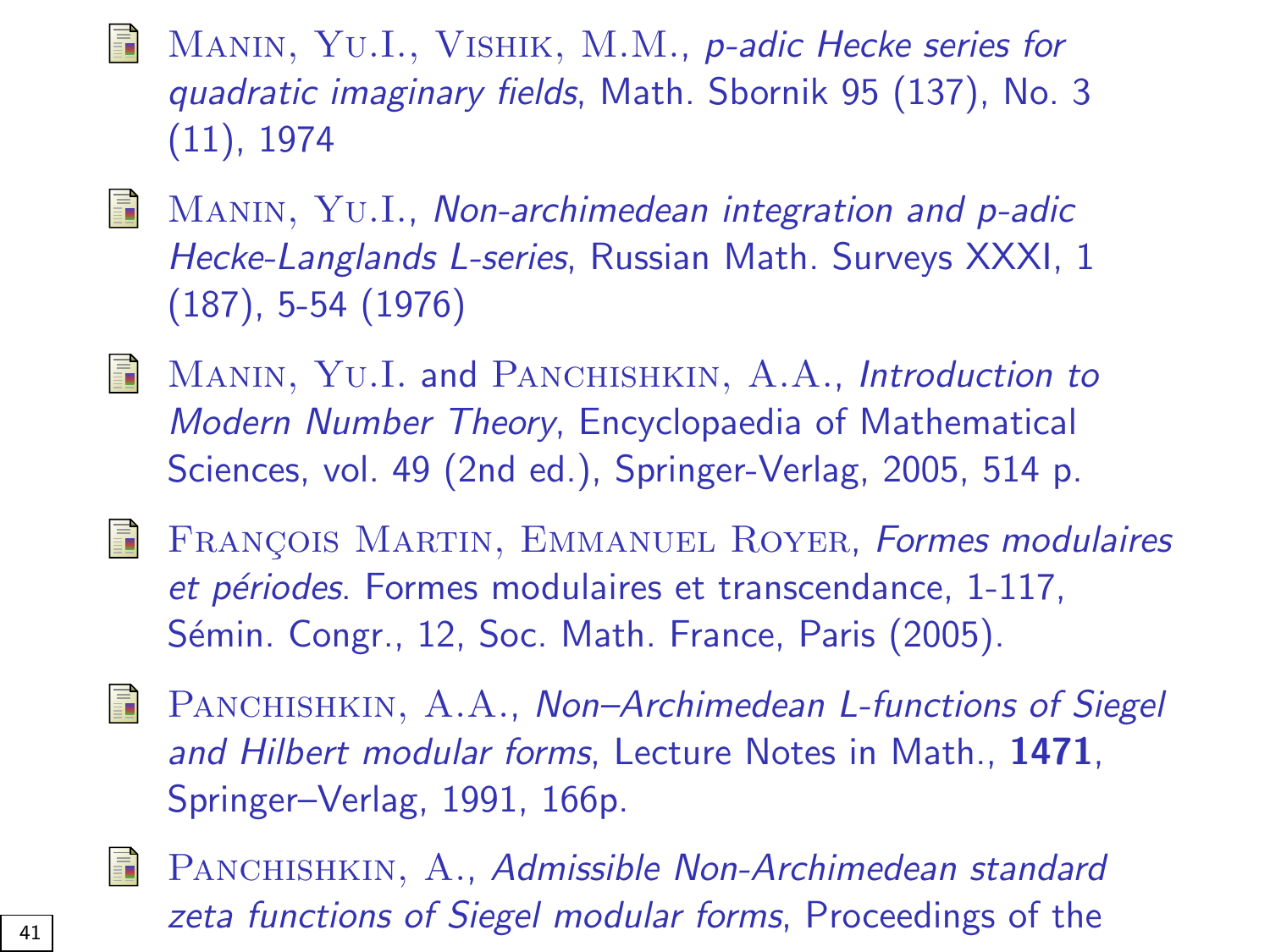- Manin, Yu.I., Vishik, M.M., *p-adic Hecke series for quadratic imaginary fields*, Math. Sbornik 95 (137), No. 3 (11), 1974

- Manin, Yu.I., *Non-archimedean integration and p-adic Hecke-Langlands L-series*, Russian Math. Surveys XXXI, 1 (187), 5-54 (1976)

- Manin, Yu.I. and Panchishkin, A.A., *Introduction to Modern Number Theory*, Encyclopaedia of Mathematical Sciences, vol. 49 (2nd ed.), Springer-Verlag, 2005, 514 p.

- François Martin, Emmanuel Royer, *Formes modulaires et périodes*. Formes modulaires et transcendance, 1-117, Sémin. Congr., 12, Soc. Math. France, Paris (2005).

- Panchishkin, A.A., *Non–Archimedean L-functions of Siegel and Hilbert modular forms*, Lecture Notes in Math., **1471**, Springer–Verlag, 1991, 166p.

- Panchishkin, A., *Admissible Non-Archimedean standard zeta functions of Siegel modular forms*, Proceedings of the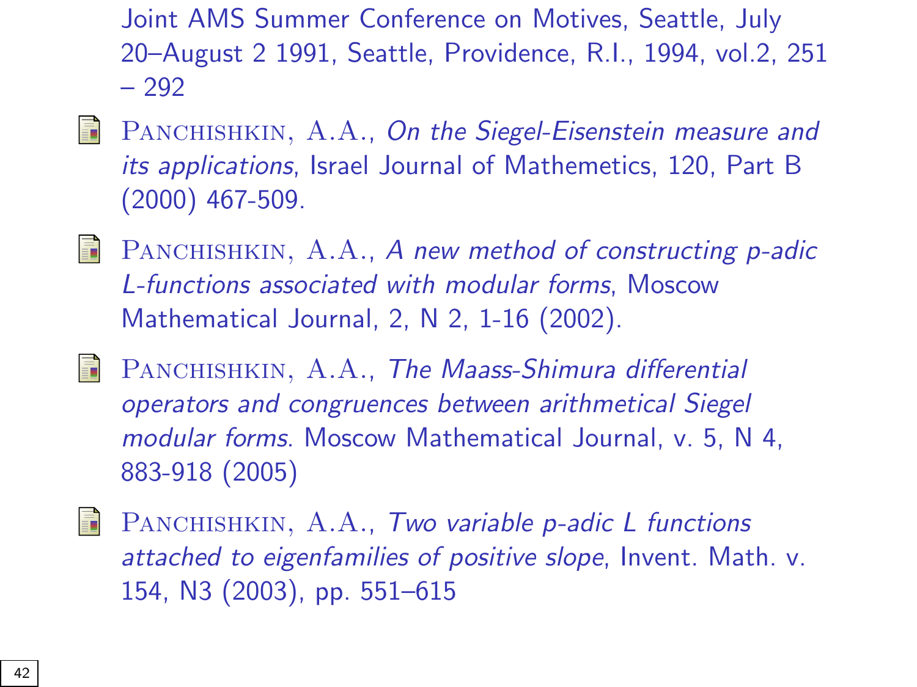Joint AMS Summer Conference on Motives, Seattle, July 20–August 2 1991, Seattle, Providence, R.I., 1994, vol.2, 251 – 292

- Panchishkin, A.A., *On the Siegel-Eisenstein measure and its applications*, Israel Journal of Mathemetics, 120, Part B (2000) 467-509.

- Panchishkin, A.A., *A new method of constructing p-adic L-functions associated with modular forms*, Moscow Mathematical Journal, 2, N 2, 1-16 (2002).

- Panchishkin, A.A., *The Maass-Shimura differential operators and congruences between arithmetical Siegel modular forms*. Moscow Mathematical Journal, v. 5, N 4, 883-918 (2005)

- Panchishkin, A.A., *Two variable p-adic L functions attached to eigenfamilies of positive slope*, Invent. Math. v. 154, N3 (2003), pp. 551–615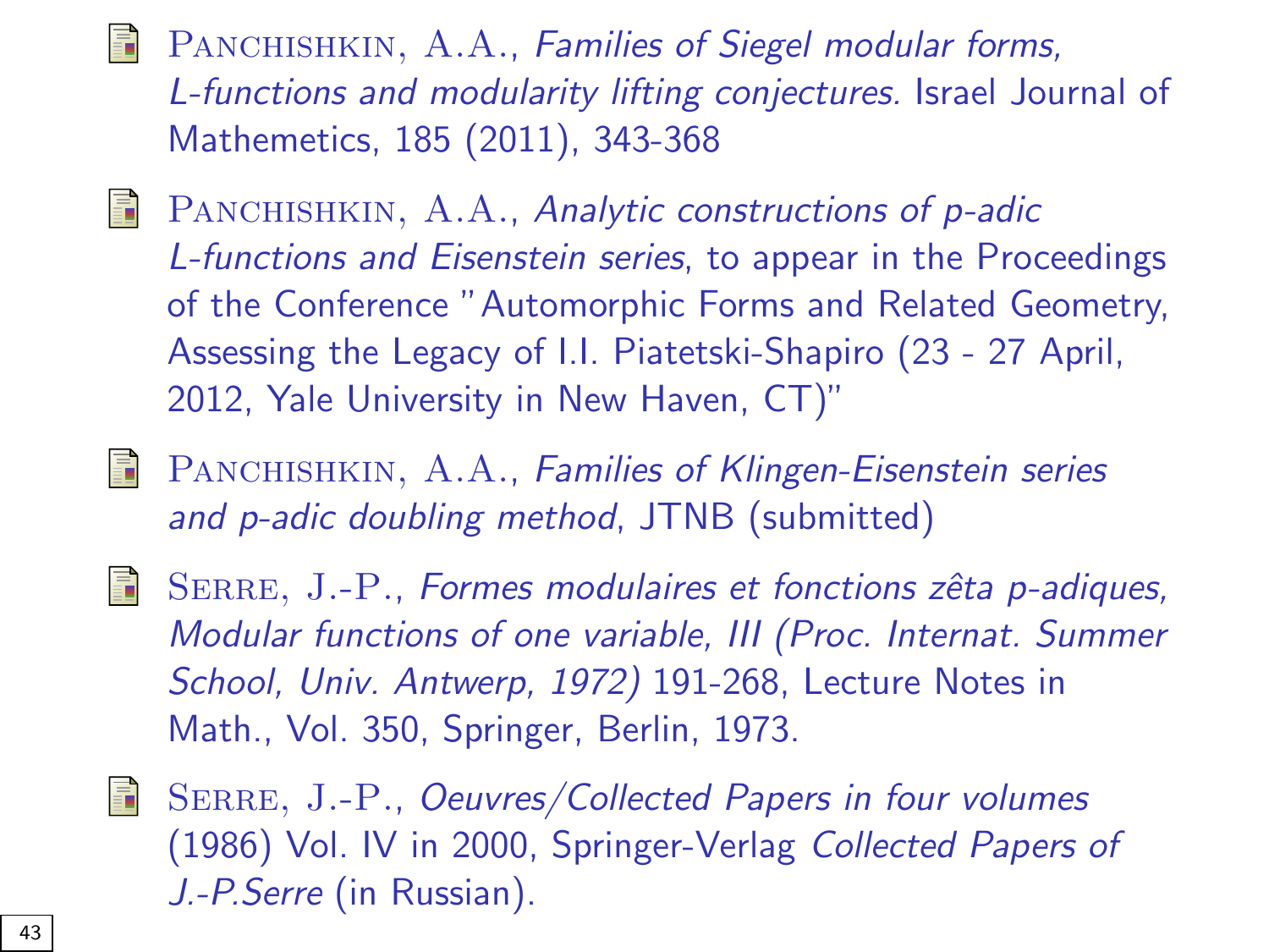- Panchishkin, A.A., *Families of Siegel modular forms, L-functions and modularity lifting conjectures.* Israel Journal of Mathemetics, 185 (2011), 343-368

- Panchishkin, A.A., *Analytic constructions of p-adic L-functions and Eisenstein series*, to appear in the Proceedings of the Conference "Automorphic Forms and Related Geometry, Assessing the Legacy of I.I. Piatetski-Shapiro (23 - 27 April, 2012, Yale University in New Haven, CT)"

- Panchishkin, A.A., *Families of Klingen-Eisenstein series and p-adic doubling method*, JTNB (submitted)

- Serre, J.-P., *Formes modulaires et fonctions zêta p-adiques, Modular functions of one variable, III (Proc. Internat. Summer School, Univ. Antwerp, 1972)* 191-268, Lecture Notes in Math., Vol. 350, Springer, Berlin, 1973.

- Serre, J.-P., *Oeuvres/Collected Papers in four volumes* (1986) Vol. IV in 2000, Springer-Verlag *Collected Papers of J.-P.Serre* (in Russian).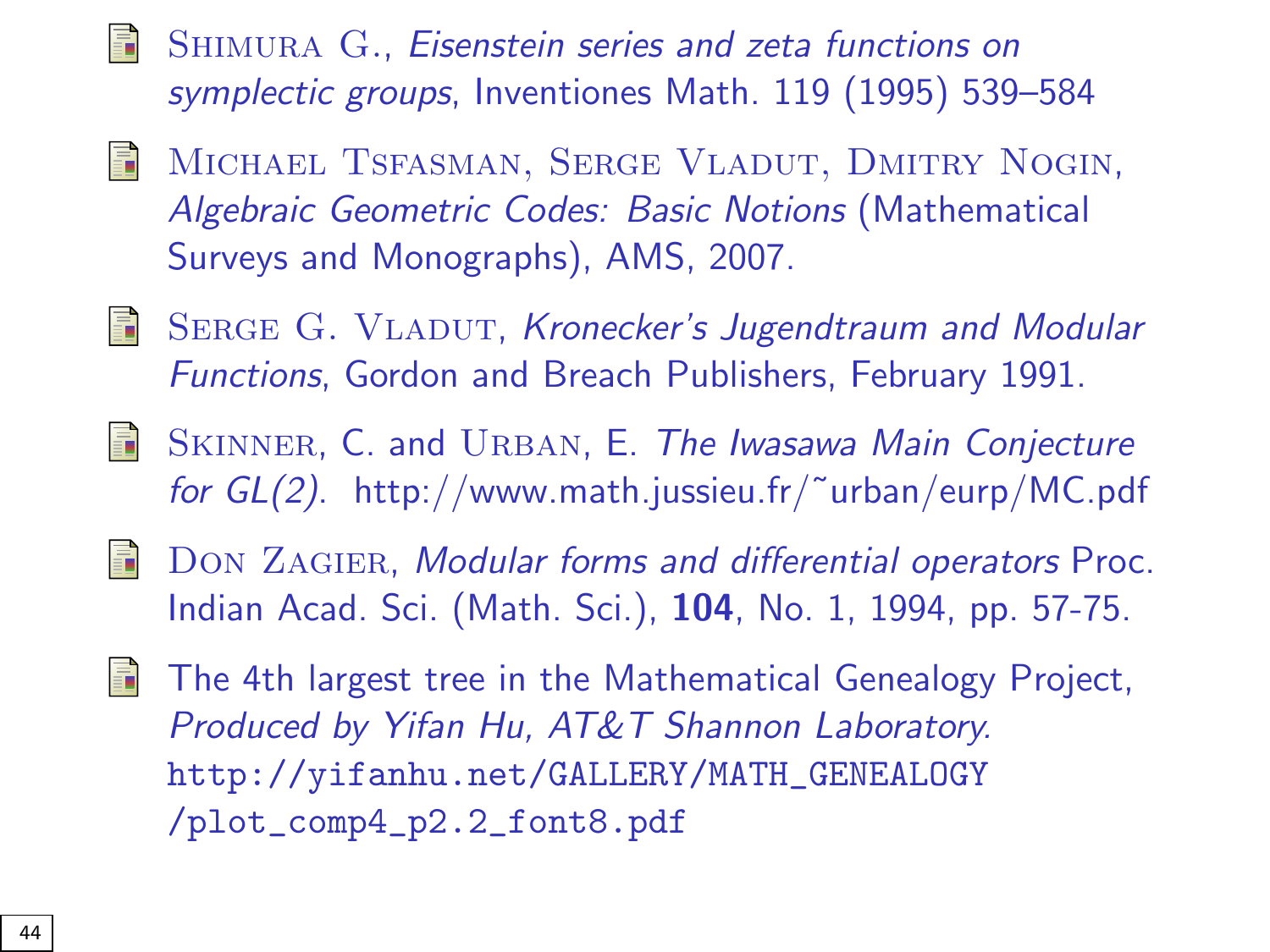- Shimura G., *Eisenstein series and zeta functions on symplectic groups*, Inventiones Math. 119 (1995) 539–584
- Michael Tsfasman, Serge Vladut, Dmitry Nogin, *Algebraic Geometric Codes: Basic Notions* (Mathematical Surveys and Monographs), AMS, 2007.
- Serge G. Vladut, *Kronecker's Jugendtraum and Modular Functions*, Gordon and Breach Publishers, February 1991.
- Skinner, C. and Urban, E. *The Iwasawa Main Conjecture for GL(2)*. http://www.math.jussieu.fr/~urban/eurp/MC.pdf
- Don Zagier, *Modular forms and differential operators* Proc. Indian Acad. Sci. (Math. Sci.), **104**, No. 1, 1994, pp. 57-75.
- The 4th largest tree in the Mathematical Genealogy Project, *Produced by Yifan Hu, AT&T Shannon Laboratory.* http://yifanhu.net/GALLERY/MATH_GENEALOGY/plot_comp4_p2.2_font8.pdf